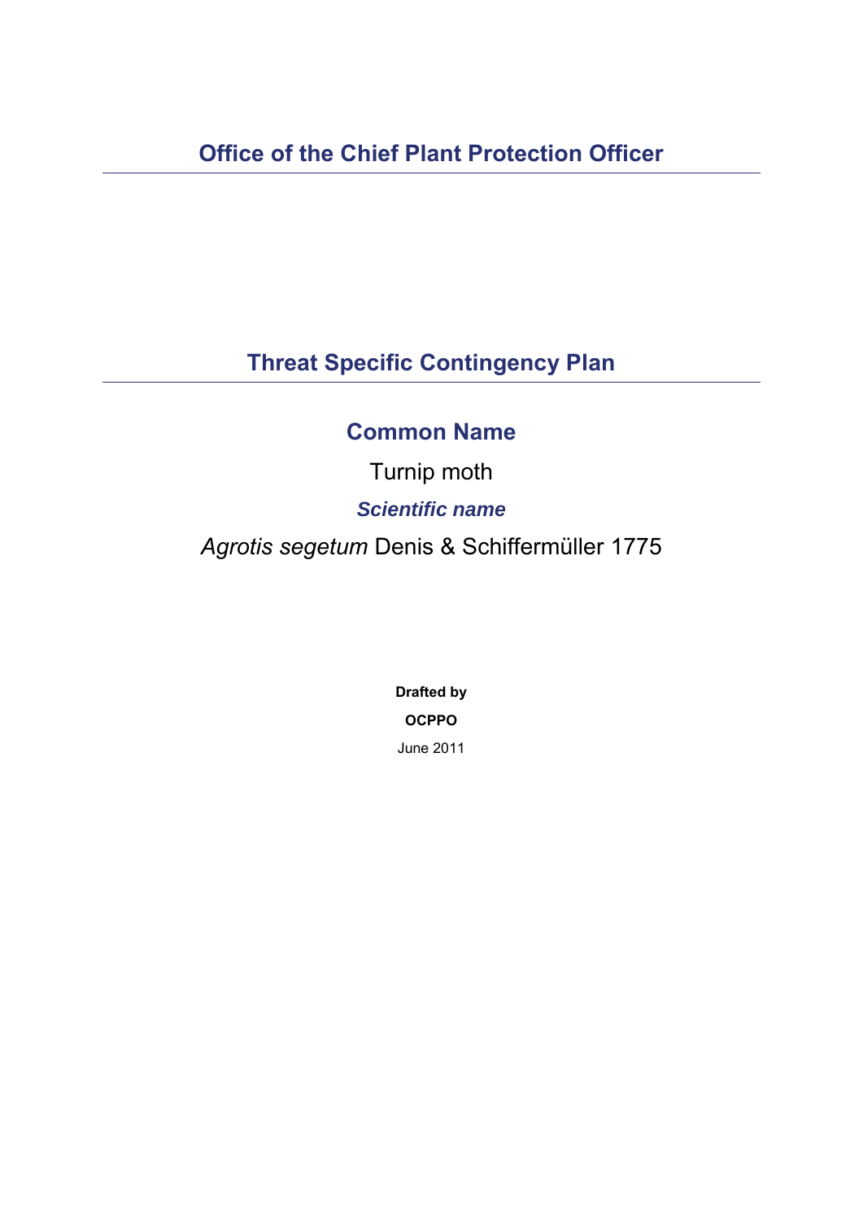# Office of the Chief Plant Protection Officer

## Threat Specific Contingency Plan

### Common Name

Turnip moth

***Scientific name***

*Agrotis segetum* Denis & Schiffermüller 1775

**Drafted by**

**OCPPO**

June 2011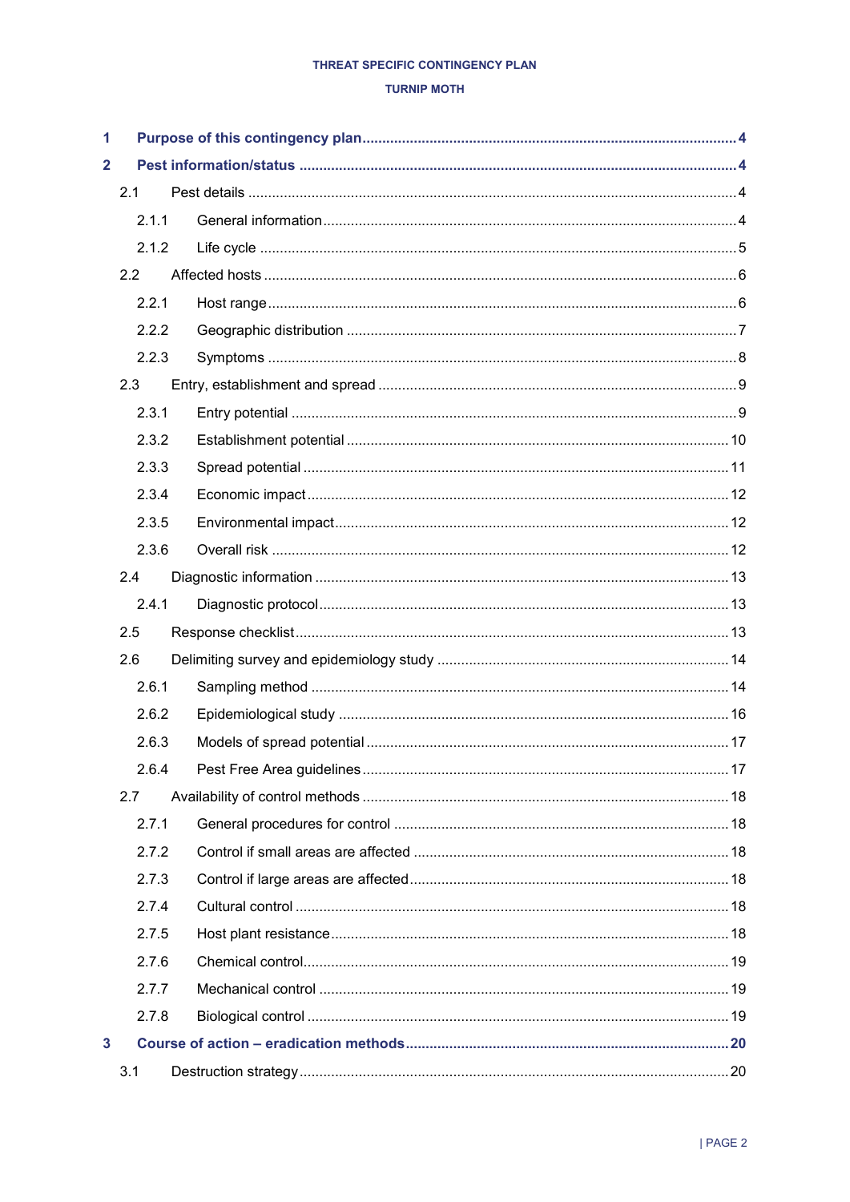THREAT SPECIFIC CONTINGENCY PLAN

TURNIP MOTH

**1 Purpose of this contingency plan ... 4**

**2 Pest information/status ... 4**

- 2.1 Pest details ... 4
  - 2.1.1 General information ... 4
  - 2.1.2 Life cycle ... 5
- 2.2 Affected hosts ... 6
  - 2.2.1 Host range ... 6
  - 2.2.2 Geographic distribution ... 7
  - 2.2.3 Symptoms ... 8
- 2.3 Entry, establishment and spread ... 9
  - 2.3.1 Entry potential ... 9
  - 2.3.2 Establishment potential ... 10
  - 2.3.3 Spread potential ... 11
  - 2.3.4 Economic impact ... 12
  - 2.3.5 Environmental impact ... 12
  - 2.3.6 Overall risk ... 12
- 2.4 Diagnostic information ... 13
  - 2.4.1 Diagnostic protocol ... 13
- 2.5 Response checklist ... 13
- 2.6 Delimiting survey and epidemiology study ... 14
  - 2.6.1 Sampling method ... 14
  - 2.6.2 Epidemiological study ... 16
  - 2.6.3 Models of spread potential ... 17
  - 2.6.4 Pest Free Area guidelines ... 17
- 2.7 Availability of control methods ... 18
  - 2.7.1 General procedures for control ... 18
  - 2.7.2 Control if small areas are affected ... 18
  - 2.7.3 Control if large areas are affected ... 18
  - 2.7.4 Cultural control ... 18
  - 2.7.5 Host plant resistance ... 18
  - 2.7.6 Chemical control ... 19
  - 2.7.7 Mechanical control ... 19
  - 2.7.8 Biological control ... 19

**3 Course of action – eradication methods ... 20**

- 3.1 Destruction strategy ... 20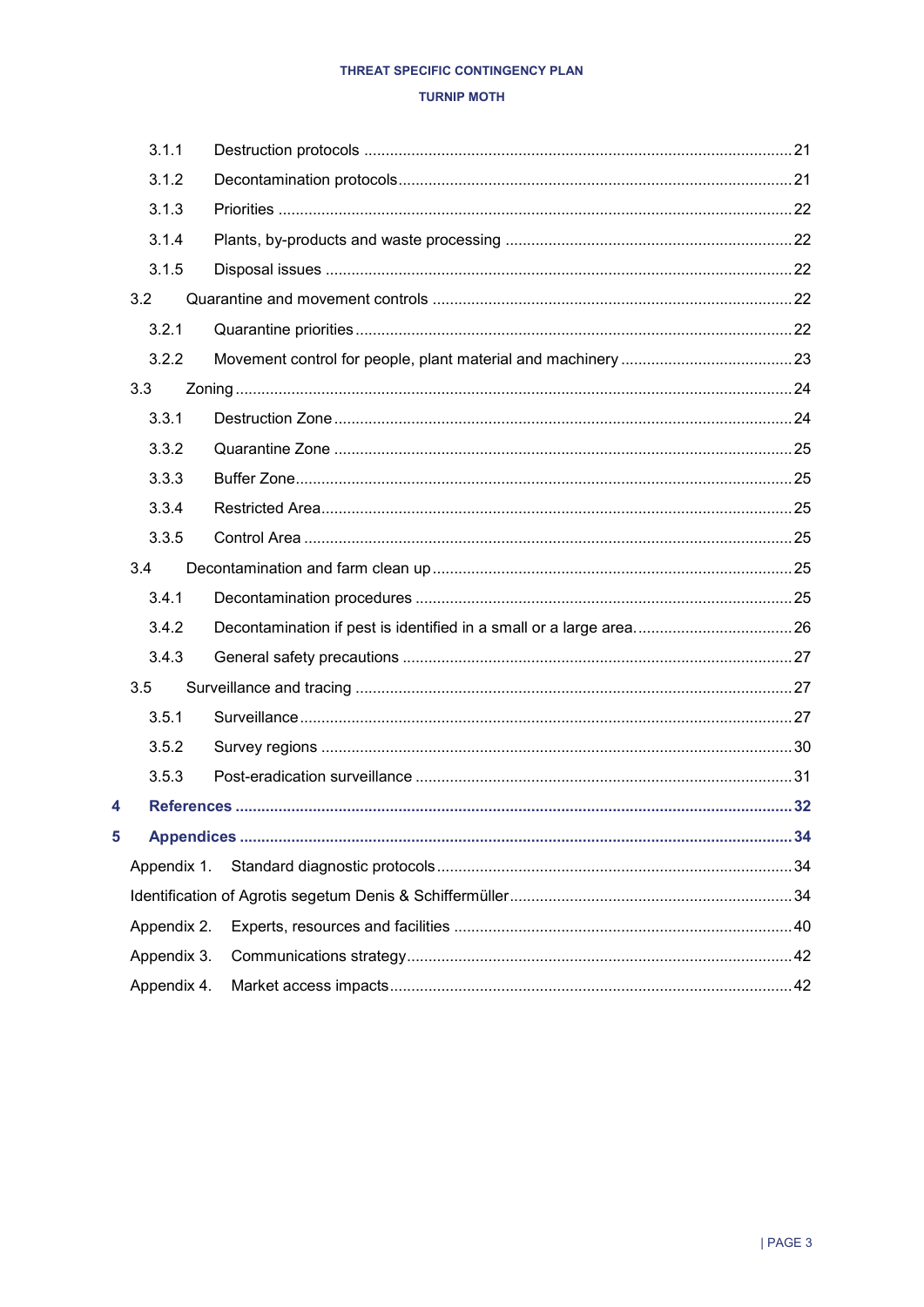- 3.1.1 Destruction protocols .......... 21
- 3.1.2 Decontamination protocols .......... 21
- 3.1.3 Priorities .......... 22
- 3.1.4 Plants, by-products and waste processing .......... 22
- 3.1.5 Disposal issues .......... 22
- 3.2 Quarantine and movement controls .......... 22
  - 3.2.1 Quarantine priorities .......... 22
  - 3.2.2 Movement control for people, plant material and machinery .......... 23
- 3.3 Zoning .......... 24
  - 3.3.1 Destruction Zone .......... 24
  - 3.3.2 Quarantine Zone .......... 25
  - 3.3.3 Buffer Zone .......... 25
  - 3.3.4 Restricted Area .......... 25
  - 3.3.5 Control Area .......... 25
- 3.4 Decontamination and farm clean up .......... 25
  - 3.4.1 Decontamination procedures .......... 25
  - 3.4.2 Decontamination if pest is identified in a small or a large area. .......... 26
  - 3.4.3 General safety precautions .......... 27
- 3.5 Surveillance and tracing .......... 27
  - 3.5.1 Surveillance .......... 27
  - 3.5.2 Survey regions .......... 30
  - 3.5.3 Post-eradication surveillance .......... 31

**4 References .......... 32**

**5 Appendices .......... 34**

- Appendix 1. Standard diagnostic protocols .......... 34
- Identification of Agrotis segetum Denis & Schiffermüller .......... 34
- Appendix 2. Experts, resources and facilities .......... 40
- Appendix 3. Communications strategy .......... 42
- Appendix 4. Market access impacts .......... 42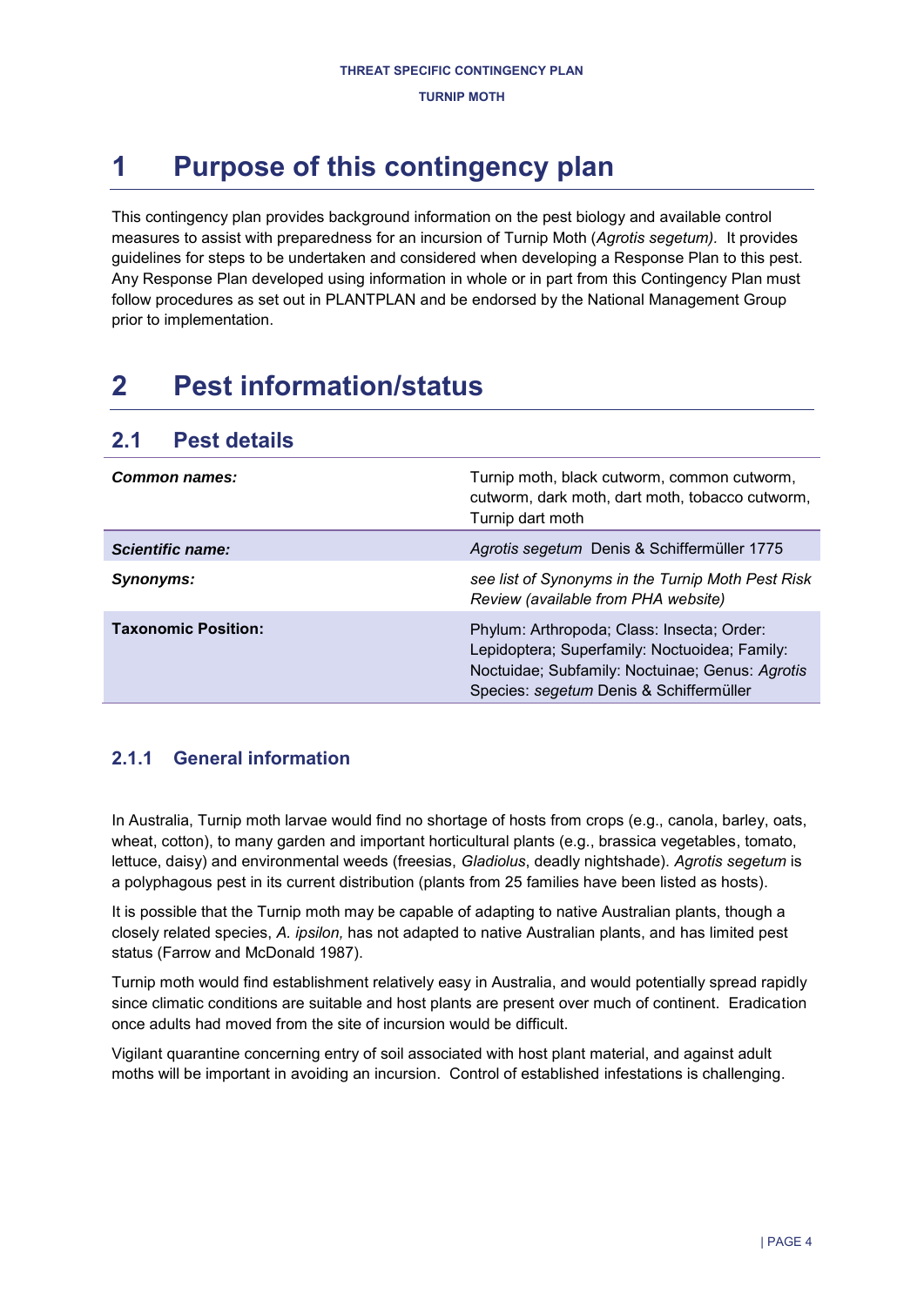# 1 Purpose of this contingency plan

This contingency plan provides background information on the pest biology and available control measures to assist with preparedness for an incursion of Turnip Moth (*Agrotis segetum).* It provides guidelines for steps to be undertaken and considered when developing a Response Plan to this pest. Any Response Plan developed using information in whole or in part from this Contingency Plan must follow procedures as set out in PLANTPLAN and be endorsed by the National Management Group prior to implementation.

# 2 Pest information/status

## 2.1 Pest details

| | |
|---|---|
| ***Common names:*** | Turnip moth, black cutworm, common cutworm, cutworm, dark moth, dart moth, tobacco cutworm, Turnip dart moth |
| ***Scientific name:*** | *Agrotis segetum* Denis & Schiffermüller 1775 |
| ***Synonyms:*** | *see list of Synonyms in the Turnip Moth Pest Risk Review (available from PHA website)* |
| **Taxonomic Position:** | Phylum: Arthropoda; Class: Insecta; Order: Lepidoptera; Superfamily: Noctuoidea; Family: Noctuidae; Subfamily: Noctuinae; Genus: *Agrotis* Species: *segetum* Denis & Schiffermüller |

### 2.1.1 General information

In Australia, Turnip moth larvae would find no shortage of hosts from crops (e.g., canola, barley, oats, wheat, cotton), to many garden and important horticultural plants (e.g., brassica vegetables, tomato, lettuce, daisy) and environmental weeds (freesias, *Gladiolus*, deadly nightshade). *Agrotis segetum* is a polyphagous pest in its current distribution (plants from 25 families have been listed as hosts).

It is possible that the Turnip moth may be capable of adapting to native Australian plants, though a closely related species, *A. ipsilon,* has not adapted to native Australian plants, and has limited pest status (Farrow and McDonald 1987).

Turnip moth would find establishment relatively easy in Australia, and would potentially spread rapidly since climatic conditions are suitable and host plants are present over much of continent. Eradication once adults had moved from the site of incursion would be difficult.

Vigilant quarantine concerning entry of soil associated with host plant material, and against adult moths will be important in avoiding an incursion. Control of established infestations is challenging.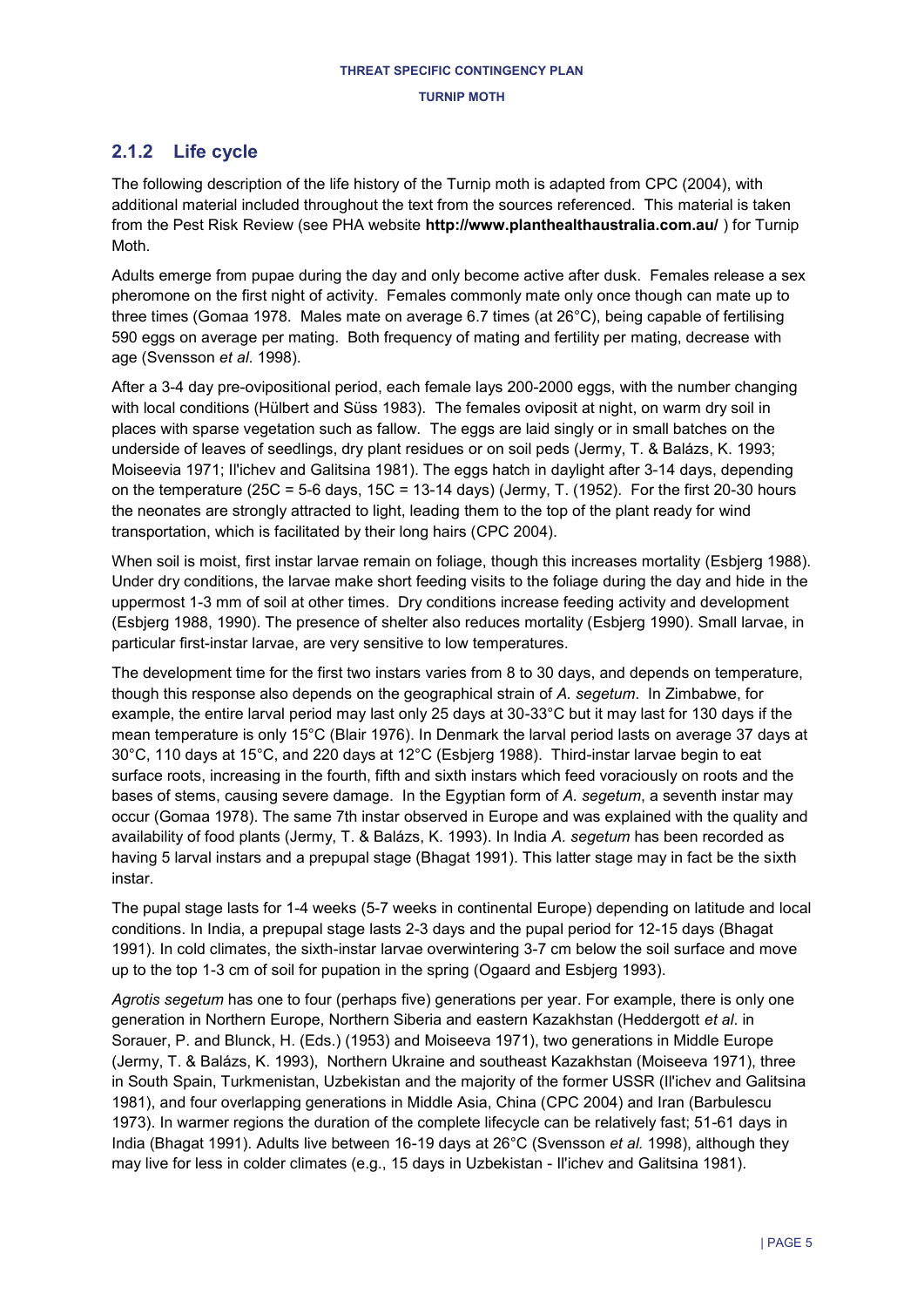## 2.1.2 Life cycle

The following description of the life history of the Turnip moth is adapted from CPC (2004), with additional material included throughout the text from the sources referenced. This material is taken from the Pest Risk Review (see PHA website **http://www.planthealthaustralia.com.au/** ) for Turnip Moth.

Adults emerge from pupae during the day and only become active after dusk. Females release a sex pheromone on the first night of activity. Females commonly mate only once though can mate up to three times (Gomaa 1978. Males mate on average 6.7 times (at 26°C), being capable of fertilising 590 eggs on average per mating. Both frequency of mating and fertility per mating, decrease with age (Svensson *et al.* 1998).

After a 3-4 day pre-ovipositional period, each female lays 200-2000 eggs, with the number changing with local conditions (Hülbert and Süss 1983). The females oviposit at night, on warm dry soil in places with sparse vegetation such as fallow. The eggs are laid singly or in small batches on the underside of leaves of seedlings, dry plant residues or on soil peds (Jermy, T. & Balázs, K. 1993; Moiseevia 1971; Il'ichev and Galitsina 1981). The eggs hatch in daylight after 3-14 days, depending on the temperature (25C = 5-6 days, 15C = 13-14 days) (Jermy, T. (1952). For the first 20-30 hours the neonates are strongly attracted to light, leading them to the top of the plant ready for wind transportation, which is facilitated by their long hairs (CPC 2004).

When soil is moist, first instar larvae remain on foliage, though this increases mortality (Esbjerg 1988). Under dry conditions, the larvae make short feeding visits to the foliage during the day and hide in the uppermost 1-3 mm of soil at other times. Dry conditions increase feeding activity and development (Esbjerg 1988, 1990). The presence of shelter also reduces mortality (Esbjerg 1990). Small larvae, in particular first-instar larvae, are very sensitive to low temperatures.

The development time for the first two instars varies from 8 to 30 days, and depends on temperature, though this response also depends on the geographical strain of *A. segetum*. In Zimbabwe, for example, the entire larval period may last only 25 days at 30-33°C but it may last for 130 days if the mean temperature is only 15°C (Blair 1976). In Denmark the larval period lasts on average 37 days at 30°C, 110 days at 15°C, and 220 days at 12°C (Esbjerg 1988). Third-instar larvae begin to eat surface roots, increasing in the fourth, fifth and sixth instars which feed voraciously on roots and the bases of stems, causing severe damage. In the Egyptian form of *A. segetum*, a seventh instar may occur (Gomaa 1978). The same 7th instar observed in Europe and was explained with the quality and availability of food plants (Jermy, T. & Balázs, K. 1993). In India *A. segetum* has been recorded as having 5 larval instars and a prepupal stage (Bhagat 1991). This latter stage may in fact be the sixth instar.

The pupal stage lasts for 1-4 weeks (5-7 weeks in continental Europe) depending on latitude and local conditions. In India, a prepupal stage lasts 2-3 days and the pupal period for 12-15 days (Bhagat 1991). In cold climates, the sixth-instar larvae overwintering 3-7 cm below the soil surface and move up to the top 1-3 cm of soil for pupation in the spring (Ogaard and Esbjerg 1993).

*Agrotis segetum* has one to four (perhaps five) generations per year. For example, there is only one generation in Northern Europe, Northern Siberia and eastern Kazakhstan (Heddergott *et al*. in Sorauer, P. and Blunck, H. (Eds.) (1953) and Moiseeva 1971), two generations in Middle Europe (Jermy, T. & Balázs, K. 1993), Northern Ukraine and southeast Kazakhstan (Moiseeva 1971), three in South Spain, Turkmenistan, Uzbekistan and the majority of the former USSR (Il'ichev and Galitsina 1981), and four overlapping generations in Middle Asia, China (CPC 2004) and Iran (Barbulescu 1973). In warmer regions the duration of the complete lifecycle can be relatively fast; 51-61 days in India (Bhagat 1991). Adults live between 16-19 days at 26°C (Svensson *et al.* 1998), although they may live for less in colder climates (e.g., 15 days in Uzbekistan - Il'ichev and Galitsina 1981).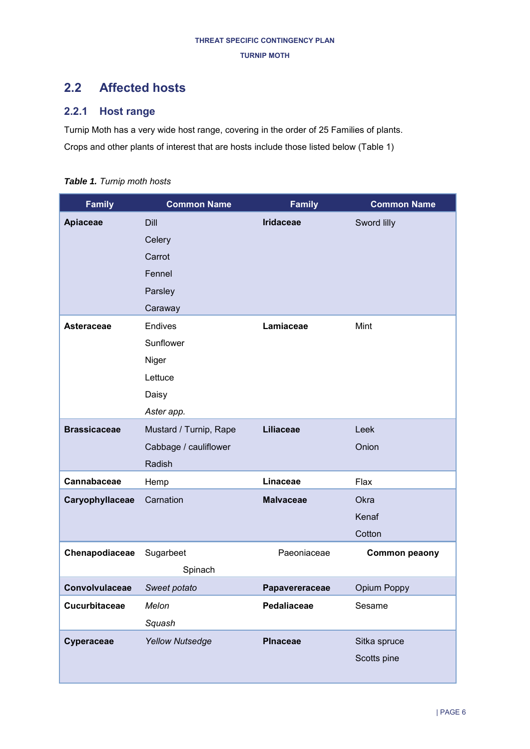## 2.2 Affected hosts

### 2.2.1 Host range

Turnip Moth has a very wide host range, covering in the order of 25 Families of plants.

Crops and other plants of interest that are hosts include those listed below (Table 1)

***Table 1.*** *Turnip moth hosts*

| Family | Common Name | Family | Common Name |
|---|---|---|---|
| **Apiaceae** | Dill<br>Celery<br>Carrot<br>Fennel<br>Parsley<br>Caraway | **Iridaceae** | Sword lilly |
| **Asteraceae** | Endives<br>Sunflower<br>Niger<br>Lettuce<br>Daisy<br>*Aster app.* | **Lamiaceae** | Mint |
| **Brassicaceae** | Mustard / Turnip, Rape<br>Cabbage / cauliflower<br>Radish | **Liliaceae** | Leek<br>Onion |
| **Cannabaceae** | Hemp | **Linaceae** | Flax |
| **Caryophyllaceae** | Carnation | **Malvaceae** | Okra<br>Kenaf<br>Cotton |
| **Chenapodiaceae** | Sugarbeet<br>Spinach | Paeoniaceae | **Common peaony** |
| **Convolvulaceae** | *Sweet potato* | **Papavereraceae** | Opium Poppy |
| **Cucurbitaceae** | *Melon*<br>*Squash* | **Pedaliaceae** | Sesame |
| **Cyperaceae** | *Yellow Nutsedge* | **PInaceae** | Sitka spruce<br>Scotts pine |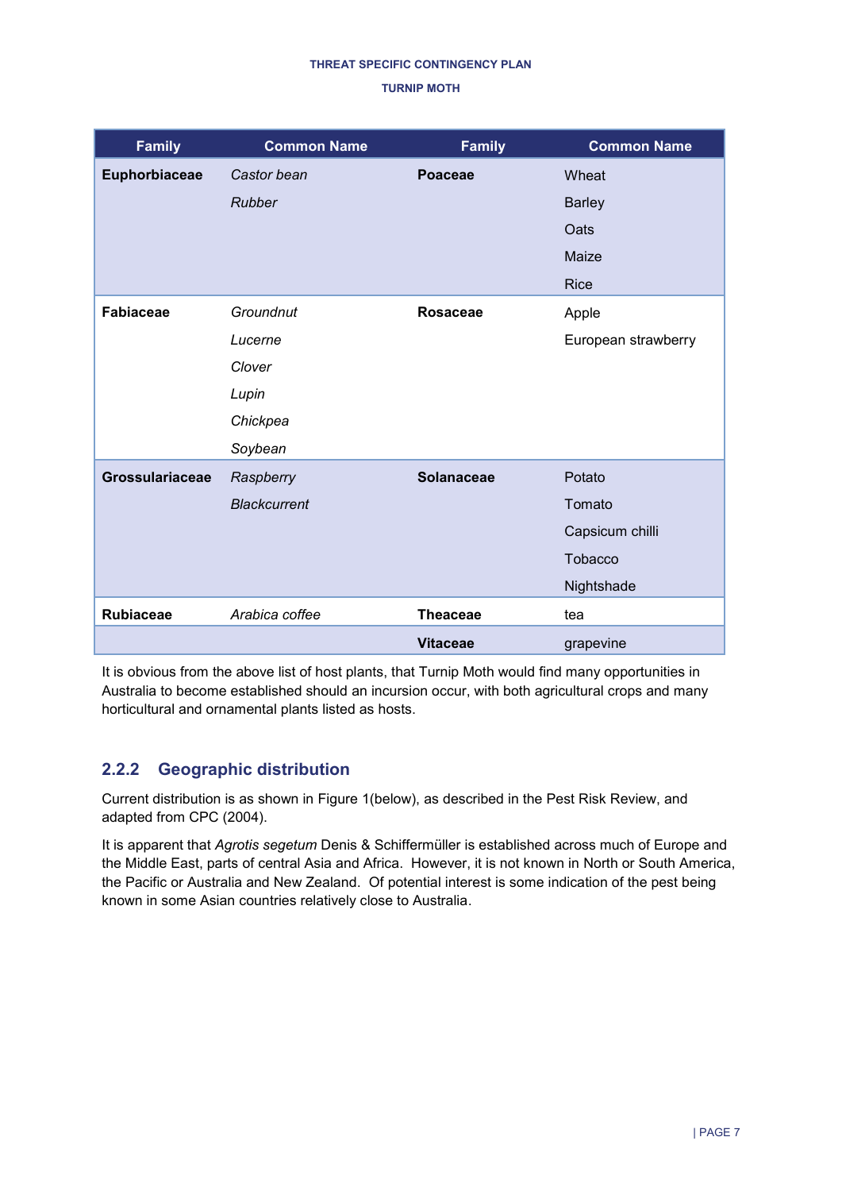| Family | Common Name | Family | Common Name |
|---|---|---|---|
| **Euphorbiaceae** | *Castor bean*<br>*Rubber* | **Poaceae** | Wheat<br>Barley<br>Oats<br>Maize<br>Rice |
| **Fabiaceae** | *Groundnut*<br>*Lucerne*<br>*Clover*<br>*Lupin*<br>*Chickpea*<br>*Soybean* | **Rosaceae** | Apple<br>European strawberry |
| **Grossulariaceae** | *Raspberry*<br>*Blackcurrent* | **Solanaceae** | Potato<br>Tomato<br>Capsicum chilli<br>Tobacco<br>Nightshade |
| **Rubiaceae** | *Arabica coffee* | **Theaceae** | tea |
| | | **Vitaceae** | grapevine |

It is obvious from the above list of host plants, that Turnip Moth would find many opportunities in Australia to become established should an incursion occur, with both agricultural crops and many horticultural and ornamental plants listed as hosts.

### 2.2.2 Geographic distribution

Current distribution is as shown in Figure 1(below), as described in the Pest Risk Review, and adapted from CPC (2004).

It is apparent that *Agrotis segetum* Denis & Schiffermüller is established across much of Europe and the Middle East, parts of central Asia and Africa. However, it is not known in North or South America, the Pacific or Australia and New Zealand. Of potential interest is some indication of the pest being known in some Asian countries relatively close to Australia.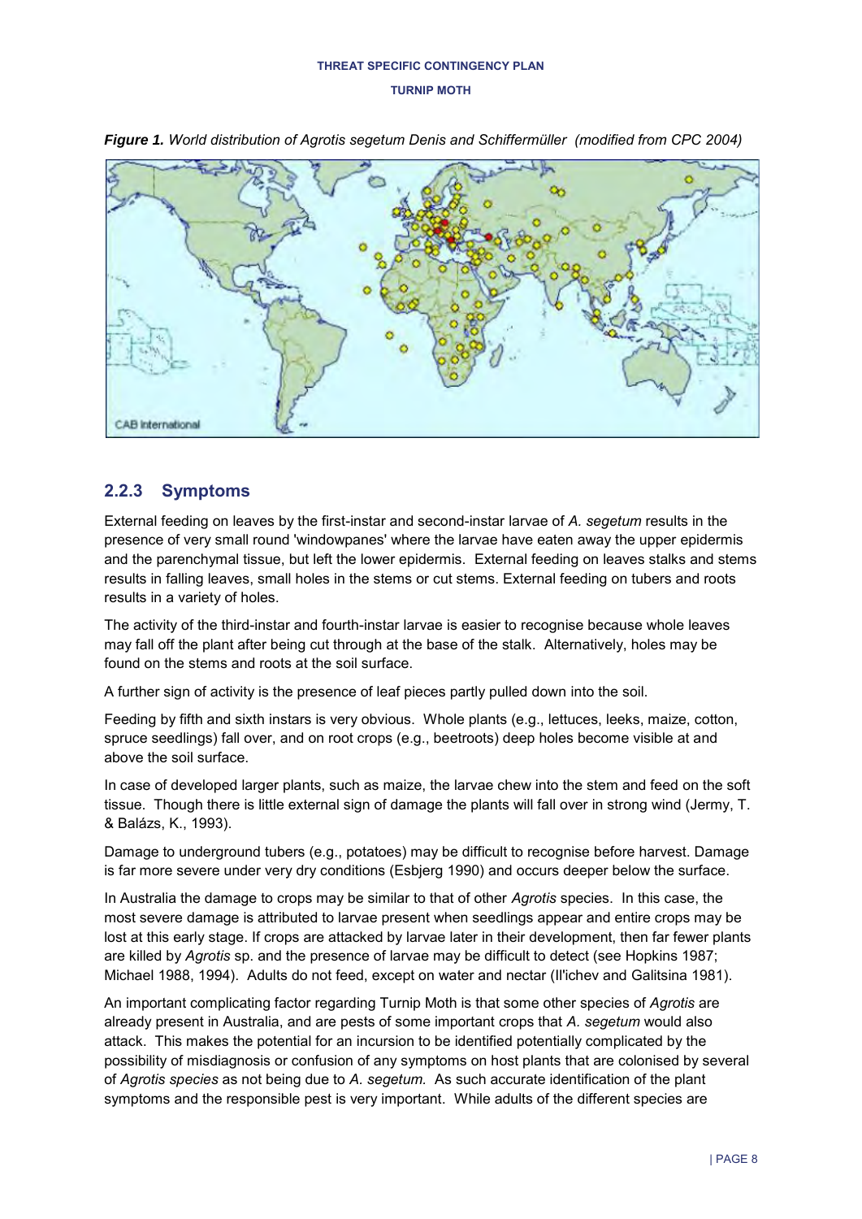*Figure 1. World distribution of Agrotis segetum Denis and Schiffermüller (modified from CPC 2004)*

## 2.2.3 Symptoms

External feeding on leaves by the first-instar and second-instar larvae of *A. segetum* results in the presence of very small round 'windowpanes' where the larvae have eaten away the upper epidermis and the parenchymal tissue, but left the lower epidermis. External feeding on leaves stalks and stems results in falling leaves, small holes in the stems or cut stems. External feeding on tubers and roots results in a variety of holes.

The activity of the third-instar and fourth-instar larvae is easier to recognise because whole leaves may fall off the plant after being cut through at the base of the stalk. Alternatively, holes may be found on the stems and roots at the soil surface.

A further sign of activity is the presence of leaf pieces partly pulled down into the soil.

Feeding by fifth and sixth instars is very obvious. Whole plants (e.g., lettuces, leeks, maize, cotton, spruce seedlings) fall over, and on root crops (e.g., beetroots) deep holes become visible at and above the soil surface.

In case of developed larger plants, such as maize, the larvae chew into the stem and feed on the soft tissue. Though there is little external sign of damage the plants will fall over in strong wind (Jermy, T. & Balázs, K., 1993).

Damage to underground tubers (e.g., potatoes) may be difficult to recognise before harvest. Damage is far more severe under very dry conditions (Esbjerg 1990) and occurs deeper below the surface.

In Australia the damage to crops may be similar to that of other *Agrotis* species. In this case, the most severe damage is attributed to larvae present when seedlings appear and entire crops may be lost at this early stage. If crops are attacked by larvae later in their development, then far fewer plants are killed by *Agrotis* sp. and the presence of larvae may be difficult to detect (see Hopkins 1987; Michael 1988, 1994). Adults do not feed, except on water and nectar (Il'ichev and Galitsina 1981).

An important complicating factor regarding Turnip Moth is that some other species of *Agrotis* are already present in Australia, and are pests of some important crops that *A. segetum* would also attack. This makes the potential for an incursion to be identified potentially complicated by the possibility of misdiagnosis or confusion of any symptoms on host plants that are colonised by several of *Agrotis species* as not being due to *A. segetum.* As such accurate identification of the plant symptoms and the responsible pest is very important. While adults of the different species are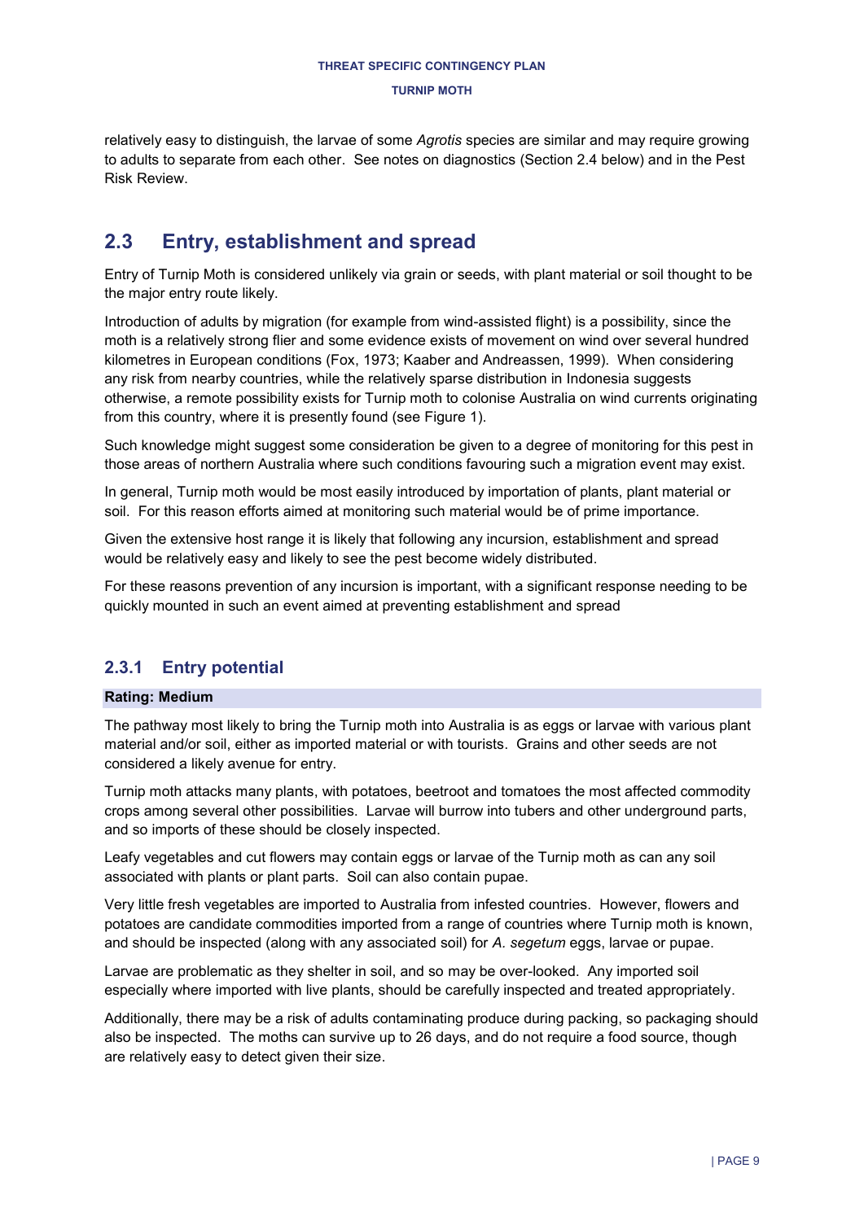relatively easy to distinguish, the larvae of some *Agrotis* species are similar and may require growing to adults to separate from each other. See notes on diagnostics (Section 2.4 below) and in the Pest Risk Review.

## 2.3 Entry, establishment and spread

Entry of Turnip Moth is considered unlikely via grain or seeds, with plant material or soil thought to be the major entry route likely.

Introduction of adults by migration (for example from wind-assisted flight) is a possibility, since the moth is a relatively strong flier and some evidence exists of movement on wind over several hundred kilometres in European conditions (Fox, 1973; Kaaber and Andreassen, 1999). When considering any risk from nearby countries, while the relatively sparse distribution in Indonesia suggests otherwise, a remote possibility exists for Turnip moth to colonise Australia on wind currents originating from this country, where it is presently found (see Figure 1).

Such knowledge might suggest some consideration be given to a degree of monitoring for this pest in those areas of northern Australia where such conditions favouring such a migration event may exist.

In general, Turnip moth would be most easily introduced by importation of plants, plant material or soil. For this reason efforts aimed at monitoring such material would be of prime importance.

Given the extensive host range it is likely that following any incursion, establishment and spread would be relatively easy and likely to see the pest become widely distributed.

For these reasons prevention of any incursion is important, with a significant response needing to be quickly mounted in such an event aimed at preventing establishment and spread

### 2.3.1 Entry potential

**Rating: Medium**

The pathway most likely to bring the Turnip moth into Australia is as eggs or larvae with various plant material and/or soil, either as imported material or with tourists. Grains and other seeds are not considered a likely avenue for entry.

Turnip moth attacks many plants, with potatoes, beetroot and tomatoes the most affected commodity crops among several other possibilities. Larvae will burrow into tubers and other underground parts, and so imports of these should be closely inspected.

Leafy vegetables and cut flowers may contain eggs or larvae of the Turnip moth as can any soil associated with plants or plant parts. Soil can also contain pupae.

Very little fresh vegetables are imported to Australia from infested countries. However, flowers and potatoes are candidate commodities imported from a range of countries where Turnip moth is known, and should be inspected (along with any associated soil) for *A. segetum* eggs, larvae or pupae.

Larvae are problematic as they shelter in soil, and so may be over-looked. Any imported soil especially where imported with live plants, should be carefully inspected and treated appropriately.

Additionally, there may be a risk of adults contaminating produce during packing, so packaging should also be inspected. The moths can survive up to 26 days, and do not require a food source, though are relatively easy to detect given their size.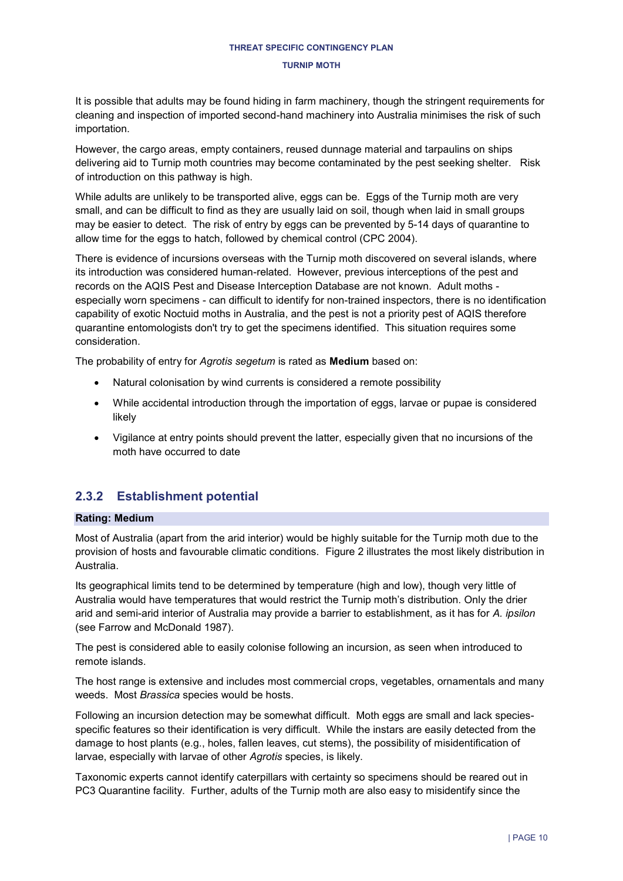It is possible that adults may be found hiding in farm machinery, though the stringent requirements for cleaning and inspection of imported second-hand machinery into Australia minimises the risk of such importation.

However, the cargo areas, empty containers, reused dunnage material and tarpaulins on ships delivering aid to Turnip moth countries may become contaminated by the pest seeking shelter. Risk of introduction on this pathway is high.

While adults are unlikely to be transported alive, eggs can be. Eggs of the Turnip moth are very small, and can be difficult to find as they are usually laid on soil, though when laid in small groups may be easier to detect. The risk of entry by eggs can be prevented by 5-14 days of quarantine to allow time for the eggs to hatch, followed by chemical control (CPC 2004).

There is evidence of incursions overseas with the Turnip moth discovered on several islands, where its introduction was considered human-related. However, previous interceptions of the pest and records on the AQIS Pest and Disease Interception Database are not known. Adult moths - especially worn specimens - can difficult to identify for non-trained inspectors, there is no identification capability of exotic Noctuid moths in Australia, and the pest is not a priority pest of AQIS therefore quarantine entomologists don't try to get the specimens identified. This situation requires some consideration.

The probability of entry for *Agrotis segetum* is rated as **Medium** based on:

- Natural colonisation by wind currents is considered a remote possibility
- While accidental introduction through the importation of eggs, larvae or pupae is considered likely
- Vigilance at entry points should prevent the latter, especially given that no incursions of the moth have occurred to date

### 2.3.2 Establishment potential

**Rating: Medium**

Most of Australia (apart from the arid interior) would be highly suitable for the Turnip moth due to the provision of hosts and favourable climatic conditions. Figure 2 illustrates the most likely distribution in Australia.

Its geographical limits tend to be determined by temperature (high and low), though very little of Australia would have temperatures that would restrict the Turnip moth's distribution. Only the drier arid and semi-arid interior of Australia may provide a barrier to establishment, as it has for *A. ipsilon* (see Farrow and McDonald 1987).

The pest is considered able to easily colonise following an incursion, as seen when introduced to remote islands.

The host range is extensive and includes most commercial crops, vegetables, ornamentals and many weeds. Most *Brassica* species would be hosts.

Following an incursion detection may be somewhat difficult. Moth eggs are small and lack species-specific features so their identification is very difficult. While the instars are easily detected from the damage to host plants (e.g., holes, fallen leaves, cut stems), the possibility of misidentification of larvae, especially with larvae of other *Agrotis* species, is likely.

Taxonomic experts cannot identify caterpillars with certainty so specimens should be reared out in PC3 Quarantine facility. Further, adults of the Turnip moth are also easy to misidentify since the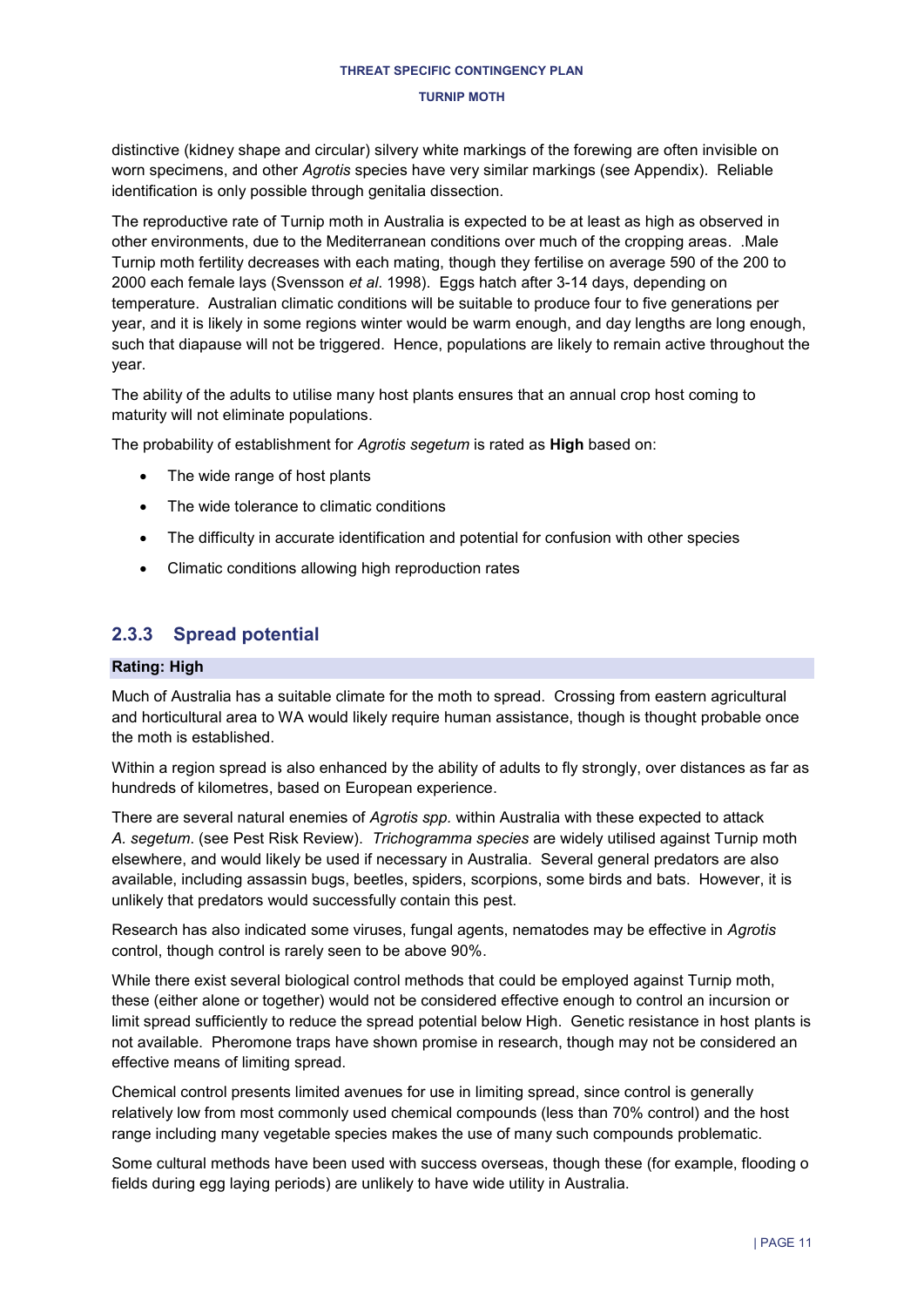distinctive (kidney shape and circular) silvery white markings of the forewing are often invisible on worn specimens, and other *Agrotis* species have very similar markings (see Appendix). Reliable identification is only possible through genitalia dissection.

The reproductive rate of Turnip moth in Australia is expected to be at least as high as observed in other environments, due to the Mediterranean conditions over much of the cropping areas. .Male Turnip moth fertility decreases with each mating, though they fertilise on average 590 of the 200 to 2000 each female lays (Svensson *et al*. 1998). Eggs hatch after 3-14 days, depending on temperature. Australian climatic conditions will be suitable to produce four to five generations per year, and it is likely in some regions winter would be warm enough, and day lengths are long enough, such that diapause will not be triggered. Hence, populations are likely to remain active throughout the year.

The ability of the adults to utilise many host plants ensures that an annual crop host coming to maturity will not eliminate populations.

The probability of establishment for *Agrotis segetum* is rated as **High** based on:

- The wide range of host plants
- The wide tolerance to climatic conditions
- The difficulty in accurate identification and potential for confusion with other species
- Climatic conditions allowing high reproduction rates

### 2.3.3 Spread potential

**Rating: High**

Much of Australia has a suitable climate for the moth to spread. Crossing from eastern agricultural and horticultural area to WA would likely require human assistance, though is thought probable once the moth is established.

Within a region spread is also enhanced by the ability of adults to fly strongly, over distances as far as hundreds of kilometres, based on European experience.

There are several natural enemies of *Agrotis spp.* within Australia with these expected to attack *A. segetum*. (see Pest Risk Review). *Trichogramma species* are widely utilised against Turnip moth elsewhere, and would likely be used if necessary in Australia. Several general predators are also available, including assassin bugs, beetles, spiders, scorpions, some birds and bats. However, it is unlikely that predators would successfully contain this pest.

Research has also indicated some viruses, fungal agents, nematodes may be effective in *Agrotis* control, though control is rarely seen to be above 90%.

While there exist several biological control methods that could be employed against Turnip moth, these (either alone or together) would not be considered effective enough to control an incursion or limit spread sufficiently to reduce the spread potential below High. Genetic resistance in host plants is not available. Pheromone traps have shown promise in research, though may not be considered an effective means of limiting spread.

Chemical control presents limited avenues for use in limiting spread, since control is generally relatively low from most commonly used chemical compounds (less than 70% control) and the host range including many vegetable species makes the use of many such compounds problematic.

Some cultural methods have been used with success overseas, though these (for example, flooding o fields during egg laying periods) are unlikely to have wide utility in Australia.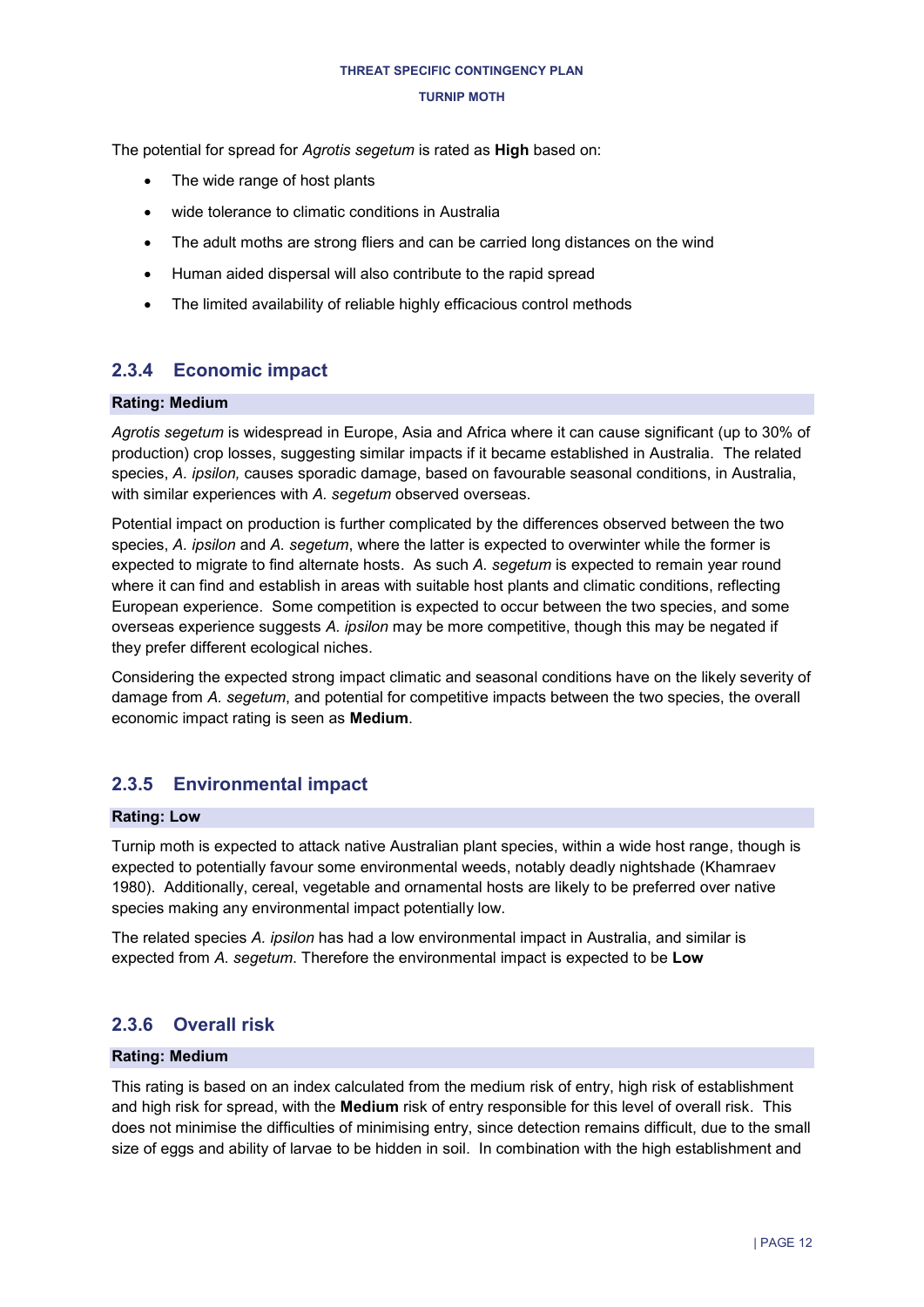The potential for spread for *Agrotis segetum* is rated as **High** based on:

- The wide range of host plants
- wide tolerance to climatic conditions in Australia
- The adult moths are strong fliers and can be carried long distances on the wind
- Human aided dispersal will also contribute to the rapid spread
- The limited availability of reliable highly efficacious control methods

### 2.3.4 Economic impact

**Rating: Medium**

*Agrotis segetum* is widespread in Europe, Asia and Africa where it can cause significant (up to 30% of production) crop losses, suggesting similar impacts if it became established in Australia. The related species, *A. ipsilon,* causes sporadic damage, based on favourable seasonal conditions, in Australia, with similar experiences with *A. segetum* observed overseas.

Potential impact on production is further complicated by the differences observed between the two species, *A. ipsilon* and *A. segetum*, where the latter is expected to overwinter while the former is expected to migrate to find alternate hosts. As such *A. segetum* is expected to remain year round where it can find and establish in areas with suitable host plants and climatic conditions, reflecting European experience. Some competition is expected to occur between the two species, and some overseas experience suggests *A. ipsilon* may be more competitive, though this may be negated if they prefer different ecological niches.

Considering the expected strong impact climatic and seasonal conditions have on the likely severity of damage from *A. segetum*, and potential for competitive impacts between the two species, the overall economic impact rating is seen as **Medium**.

### 2.3.5 Environmental impact

**Rating: Low**

Turnip moth is expected to attack native Australian plant species, within a wide host range, though is expected to potentially favour some environmental weeds, notably deadly nightshade (Khamraev 1980). Additionally, cereal, vegetable and ornamental hosts are likely to be preferred over native species making any environmental impact potentially low.

The related species *A. ipsilon* has had a low environmental impact in Australia, and similar is expected from *A. segetum*. Therefore the environmental impact is expected to be **Low**

### 2.3.6 Overall risk

**Rating: Medium**

This rating is based on an index calculated from the medium risk of entry, high risk of establishment and high risk for spread, with the **Medium** risk of entry responsible for this level of overall risk. This does not minimise the difficulties of minimising entry, since detection remains difficult, due to the small size of eggs and ability of larvae to be hidden in soil. In combination with the high establishment and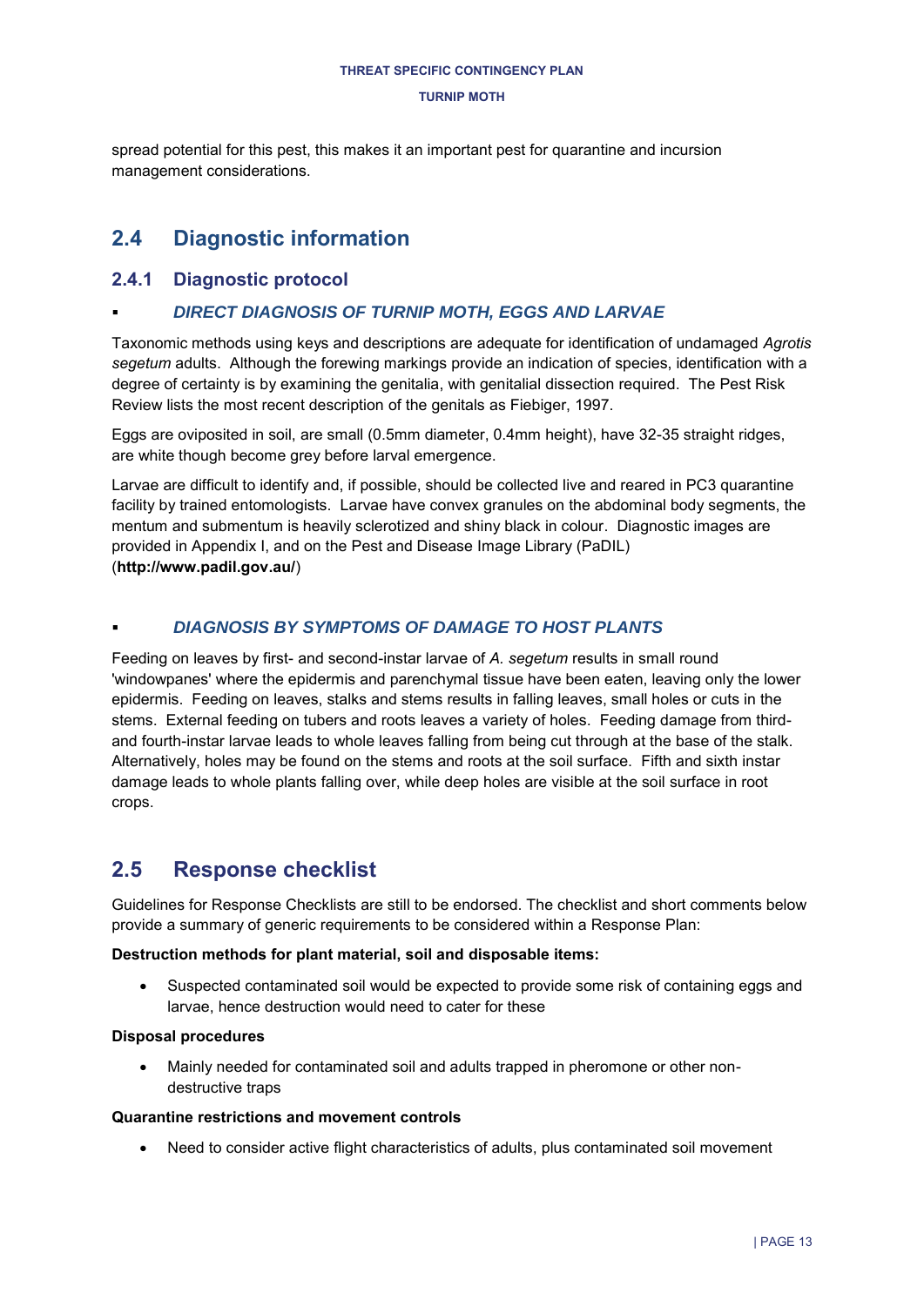spread potential for this pest, this makes it an important pest for quarantine and incursion management considerations.

## 2.4 Diagnostic information

### 2.4.1 Diagnostic protocol

- ***DIRECT DIAGNOSIS OF TURNIP MOTH, EGGS AND LARVAE***

Taxonomic methods using keys and descriptions are adequate for identification of undamaged *Agrotis segetum* adults. Although the forewing markings provide an indication of species, identification with a degree of certainty is by examining the genitalia, with genitalial dissection required. The Pest Risk Review lists the most recent description of the genitals as Fiebiger, 1997.

Eggs are oviposited in soil, are small (0.5mm diameter, 0.4mm height), have 32-35 straight ridges, are white though become grey before larval emergence.

Larvae are difficult to identify and, if possible, should be collected live and reared in PC3 quarantine facility by trained entomologists. Larvae have convex granules on the abdominal body segments, the mentum and submentum is heavily sclerotized and shiny black in colour. Diagnostic images are provided in Appendix I, and on the Pest and Disease Image Library (PaDIL) (**http://www.padil.gov.au/**)

- ***DIAGNOSIS BY SYMPTOMS OF DAMAGE TO HOST PLANTS***

Feeding on leaves by first- and second-instar larvae of *A. segetum* results in small round 'windowpanes' where the epidermis and parenchymal tissue have been eaten, leaving only the lower epidermis. Feeding on leaves, stalks and stems results in falling leaves, small holes or cuts in the stems. External feeding on tubers and roots leaves a variety of holes. Feeding damage from third- and fourth-instar larvae leads to whole leaves falling from being cut through at the base of the stalk. Alternatively, holes may be found on the stems and roots at the soil surface. Fifth and sixth instar damage leads to whole plants falling over, while deep holes are visible at the soil surface in root crops.

## 2.5 Response checklist

Guidelines for Response Checklists are still to be endorsed. The checklist and short comments below provide a summary of generic requirements to be considered within a Response Plan:

**Destruction methods for plant material, soil and disposable items:**

- Suspected contaminated soil would be expected to provide some risk of containing eggs and larvae, hence destruction would need to cater for these

**Disposal procedures**

- Mainly needed for contaminated soil and adults trapped in pheromone or other non-destructive traps

**Quarantine restrictions and movement controls**

- Need to consider active flight characteristics of adults, plus contaminated soil movement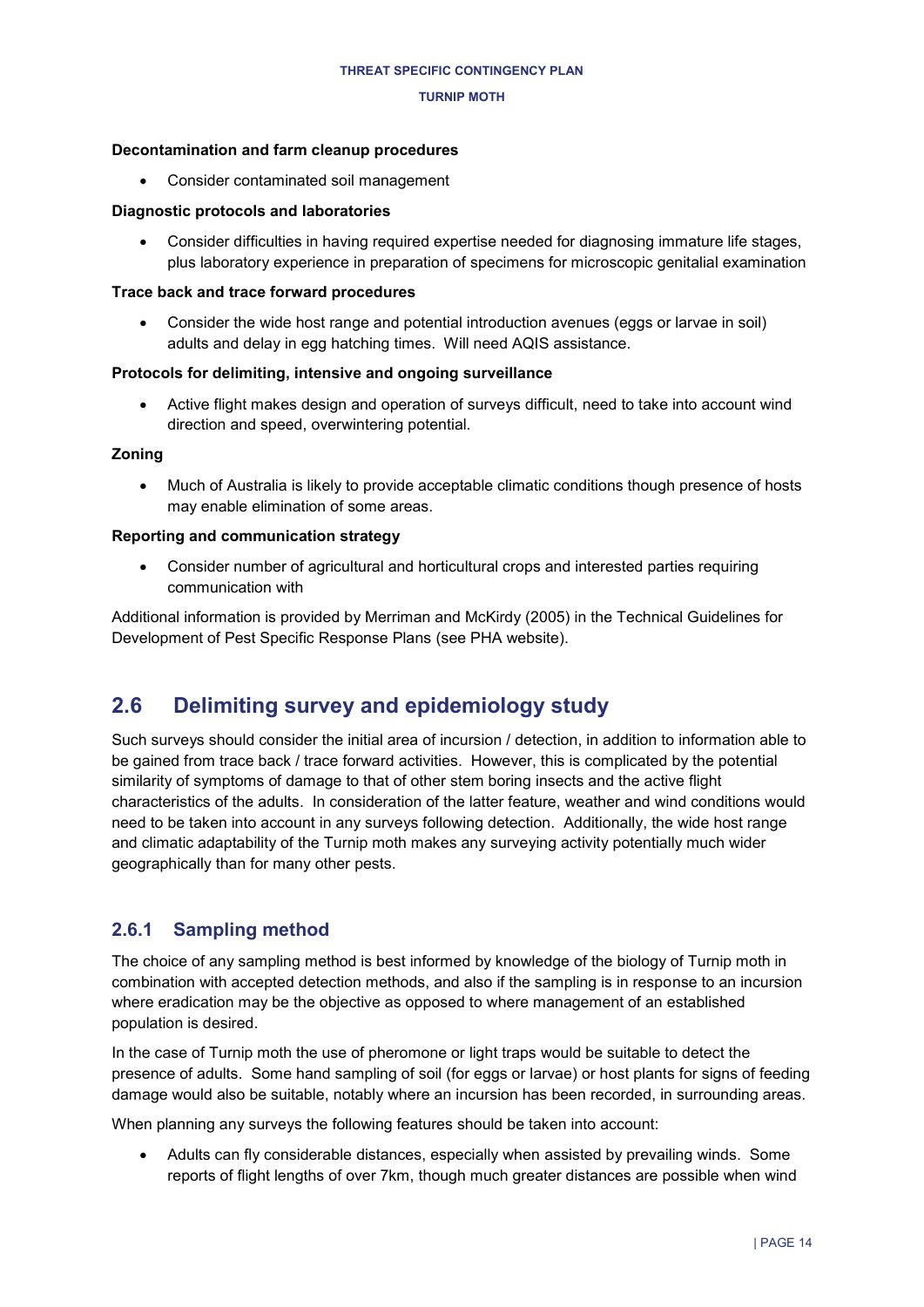**Decontamination and farm cleanup procedures**

- Consider contaminated soil management

**Diagnostic protocols and laboratories**

- Consider difficulties in having required expertise needed for diagnosing immature life stages, plus laboratory experience in preparation of specimens for microscopic genitalial examination

**Trace back and trace forward procedures**

- Consider the wide host range and potential introduction avenues (eggs or larvae in soil) adults and delay in egg hatching times. Will need AQIS assistance.

**Protocols for delimiting, intensive and ongoing surveillance**

- Active flight makes design and operation of surveys difficult, need to take into account wind direction and speed, overwintering potential.

**Zoning**

- Much of Australia is likely to provide acceptable climatic conditions though presence of hosts may enable elimination of some areas.

**Reporting and communication strategy**

- Consider number of agricultural and horticultural crops and interested parties requiring communication with

Additional information is provided by Merriman and McKirdy (2005) in the Technical Guidelines for Development of Pest Specific Response Plans (see PHA website).

## 2.6 Delimiting survey and epidemiology study

Such surveys should consider the initial area of incursion / detection, in addition to information able to be gained from trace back / trace forward activities. However, this is complicated by the potential similarity of symptoms of damage to that of other stem boring insects and the active flight characteristics of the adults. In consideration of the latter feature, weather and wind conditions would need to be taken into account in any surveys following detection. Additionally, the wide host range and climatic adaptability of the Turnip moth makes any surveying activity potentially much wider geographically than for many other pests.

### 2.6.1 Sampling method

The choice of any sampling method is best informed by knowledge of the biology of Turnip moth in combination with accepted detection methods, and also if the sampling is in response to an incursion where eradication may be the objective as opposed to where management of an established population is desired.

In the case of Turnip moth the use of pheromone or light traps would be suitable to detect the presence of adults. Some hand sampling of soil (for eggs or larvae) or host plants for signs of feeding damage would also be suitable, notably where an incursion has been recorded, in surrounding areas.

When planning any surveys the following features should be taken into account:

- Adults can fly considerable distances, especially when assisted by prevailing winds. Some reports of flight lengths of over 7km, though much greater distances are possible when wind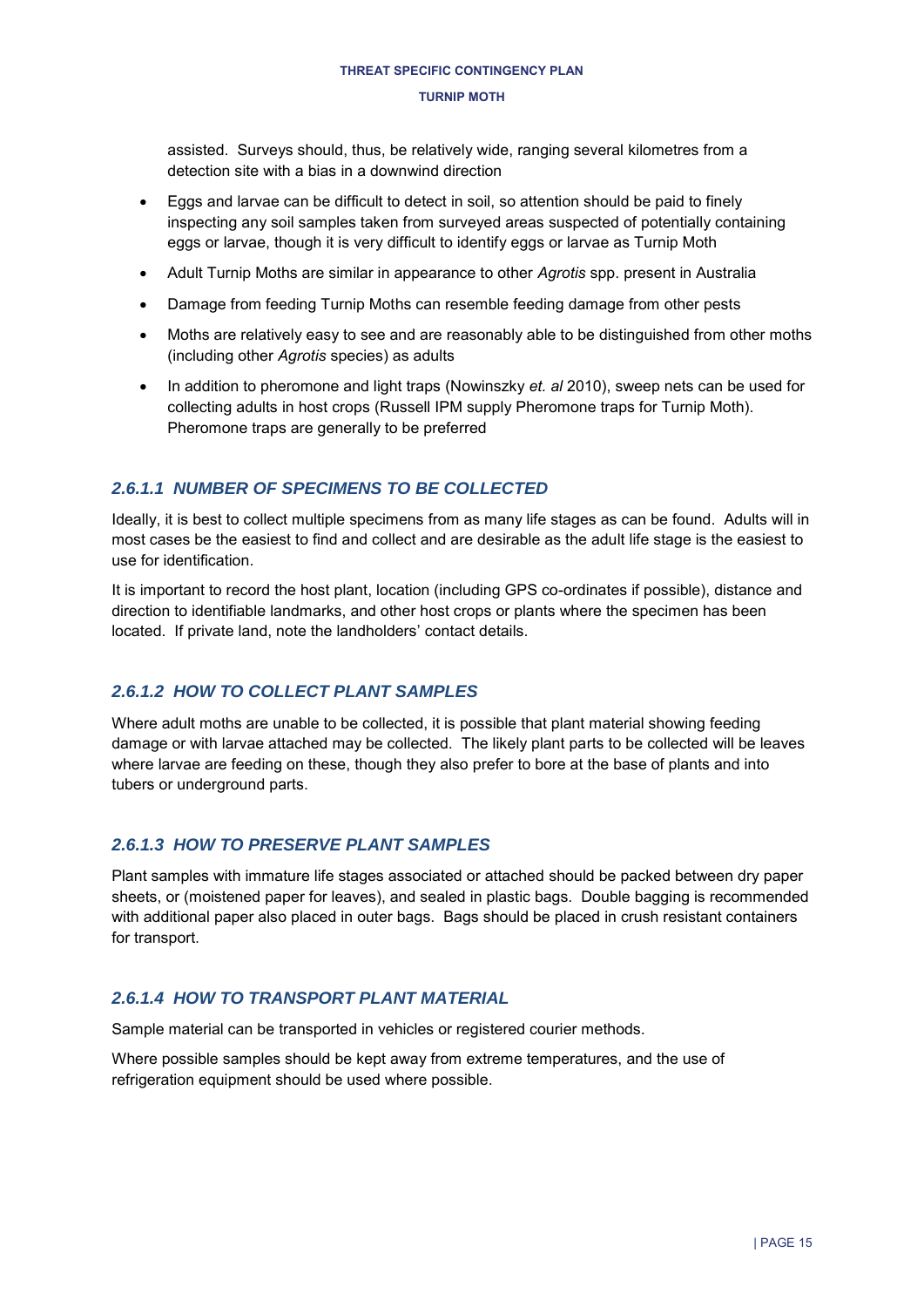assisted. Surveys should, thus, be relatively wide, ranging several kilometres from a detection site with a bias in a downwind direction

- Eggs and larvae can be difficult to detect in soil, so attention should be paid to finely inspecting any soil samples taken from surveyed areas suspected of potentially containing eggs or larvae, though it is very difficult to identify eggs or larvae as Turnip Moth
- Adult Turnip Moths are similar in appearance to other *Agrotis* spp. present in Australia
- Damage from feeding Turnip Moths can resemble feeding damage from other pests
- Moths are relatively easy to see and are reasonably able to be distinguished from other moths (including other *Agrotis* species) as adults
- In addition to pheromone and light traps (Nowinszky *et. al* 2010), sweep nets can be used for collecting adults in host crops (Russell IPM supply Pheromone traps for Turnip Moth). Pheromone traps are generally to be preferred

#### *2.6.1.1 NUMBER OF SPECIMENS TO BE COLLECTED*

Ideally, it is best to collect multiple specimens from as many life stages as can be found. Adults will in most cases be the easiest to find and collect and are desirable as the adult life stage is the easiest to use for identification.

It is important to record the host plant, location (including GPS co-ordinates if possible), distance and direction to identifiable landmarks, and other host crops or plants where the specimen has been located. If private land, note the landholders' contact details.

#### *2.6.1.2 HOW TO COLLECT PLANT SAMPLES*

Where adult moths are unable to be collected, it is possible that plant material showing feeding damage or with larvae attached may be collected. The likely plant parts to be collected will be leaves where larvae are feeding on these, though they also prefer to bore at the base of plants and into tubers or underground parts.

#### *2.6.1.3 HOW TO PRESERVE PLANT SAMPLES*

Plant samples with immature life stages associated or attached should be packed between dry paper sheets, or (moistened paper for leaves), and sealed in plastic bags. Double bagging is recommended with additional paper also placed in outer bags. Bags should be placed in crush resistant containers for transport.

#### *2.6.1.4 HOW TO TRANSPORT PLANT MATERIAL*

Sample material can be transported in vehicles or registered courier methods.

Where possible samples should be kept away from extreme temperatures, and the use of refrigeration equipment should be used where possible.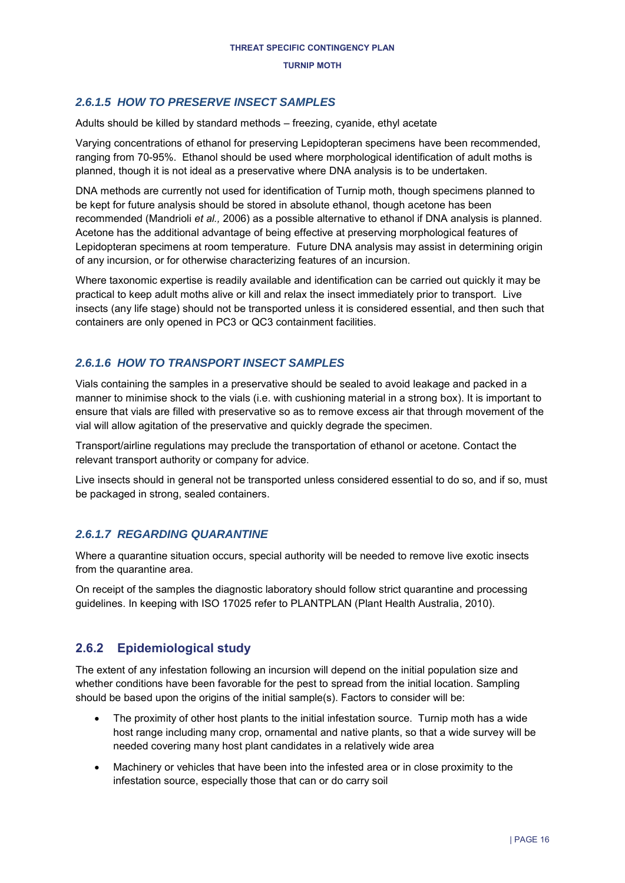#### *2.6.1.5 HOW TO PRESERVE INSECT SAMPLES*

Adults should be killed by standard methods – freezing, cyanide, ethyl acetate

Varying concentrations of ethanol for preserving Lepidopteran specimens have been recommended, ranging from 70-95%. Ethanol should be used where morphological identification of adult moths is planned, though it is not ideal as a preservative where DNA analysis is to be undertaken.

DNA methods are currently not used for identification of Turnip moth, though specimens planned to be kept for future analysis should be stored in absolute ethanol, though acetone has been recommended (Mandrioli *et al.,* 2006) as a possible alternative to ethanol if DNA analysis is planned. Acetone has the additional advantage of being effective at preserving morphological features of Lepidopteran specimens at room temperature. Future DNA analysis may assist in determining origin of any incursion, or for otherwise characterizing features of an incursion.

Where taxonomic expertise is readily available and identification can be carried out quickly it may be practical to keep adult moths alive or kill and relax the insect immediately prior to transport. Live insects (any life stage) should not be transported unless it is considered essential, and then such that containers are only opened in PC3 or QC3 containment facilities.

#### *2.6.1.6 HOW TO TRANSPORT INSECT SAMPLES*

Vials containing the samples in a preservative should be sealed to avoid leakage and packed in a manner to minimise shock to the vials (i.e. with cushioning material in a strong box). It is important to ensure that vials are filled with preservative so as to remove excess air that through movement of the vial will allow agitation of the preservative and quickly degrade the specimen.

Transport/airline regulations may preclude the transportation of ethanol or acetone. Contact the relevant transport authority or company for advice.

Live insects should in general not be transported unless considered essential to do so, and if so, must be packaged in strong, sealed containers.

#### *2.6.1.7 REGARDING QUARANTINE*

Where a quarantine situation occurs, special authority will be needed to remove live exotic insects from the quarantine area.

On receipt of the samples the diagnostic laboratory should follow strict quarantine and processing guidelines. In keeping with ISO 17025 refer to PLANTPLAN (Plant Health Australia, 2010).

### 2.6.2 Epidemiological study

The extent of any infestation following an incursion will depend on the initial population size and whether conditions have been favorable for the pest to spread from the initial location. Sampling should be based upon the origins of the initial sample(s). Factors to consider will be:

- The proximity of other host plants to the initial infestation source. Turnip moth has a wide host range including many crop, ornamental and native plants, so that a wide survey will be needed covering many host plant candidates in a relatively wide area
- Machinery or vehicles that have been into the infested area or in close proximity to the infestation source, especially those that can or do carry soil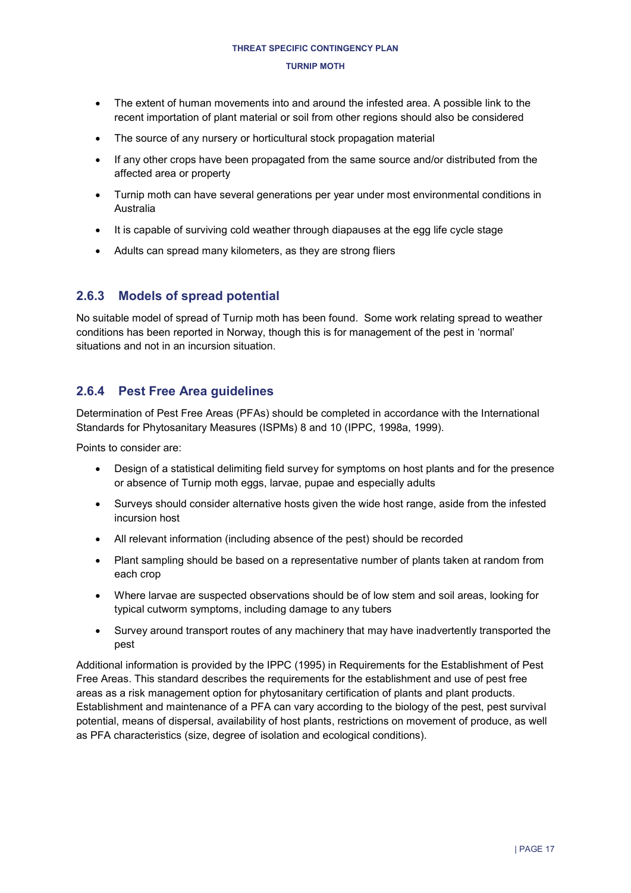- The extent of human movements into and around the infested area. A possible link to the recent importation of plant material or soil from other regions should also be considered
- The source of any nursery or horticultural stock propagation material
- If any other crops have been propagated from the same source and/or distributed from the affected area or property
- Turnip moth can have several generations per year under most environmental conditions in Australia
- It is capable of surviving cold weather through diapauses at the egg life cycle stage
- Adults can spread many kilometers, as they are strong fliers

### 2.6.3 Models of spread potential

No suitable model of spread of Turnip moth has been found. Some work relating spread to weather conditions has been reported in Norway, though this is for management of the pest in 'normal' situations and not in an incursion situation.

### 2.6.4 Pest Free Area guidelines

Determination of Pest Free Areas (PFAs) should be completed in accordance with the International Standards for Phytosanitary Measures (ISPMs) 8 and 10 (IPPC, 1998a, 1999).

Points to consider are:

- Design of a statistical delimiting field survey for symptoms on host plants and for the presence or absence of Turnip moth eggs, larvae, pupae and especially adults
- Surveys should consider alternative hosts given the wide host range, aside from the infested incursion host
- All relevant information (including absence of the pest) should be recorded
- Plant sampling should be based on a representative number of plants taken at random from each crop
- Where larvae are suspected observations should be of low stem and soil areas, looking for typical cutworm symptoms, including damage to any tubers
- Survey around transport routes of any machinery that may have inadvertently transported the pest

Additional information is provided by the IPPC (1995) in Requirements for the Establishment of Pest Free Areas. This standard describes the requirements for the establishment and use of pest free areas as a risk management option for phytosanitary certification of plants and plant products. Establishment and maintenance of a PFA can vary according to the biology of the pest, pest survival potential, means of dispersal, availability of host plants, restrictions on movement of produce, as well as PFA characteristics (size, degree of isolation and ecological conditions).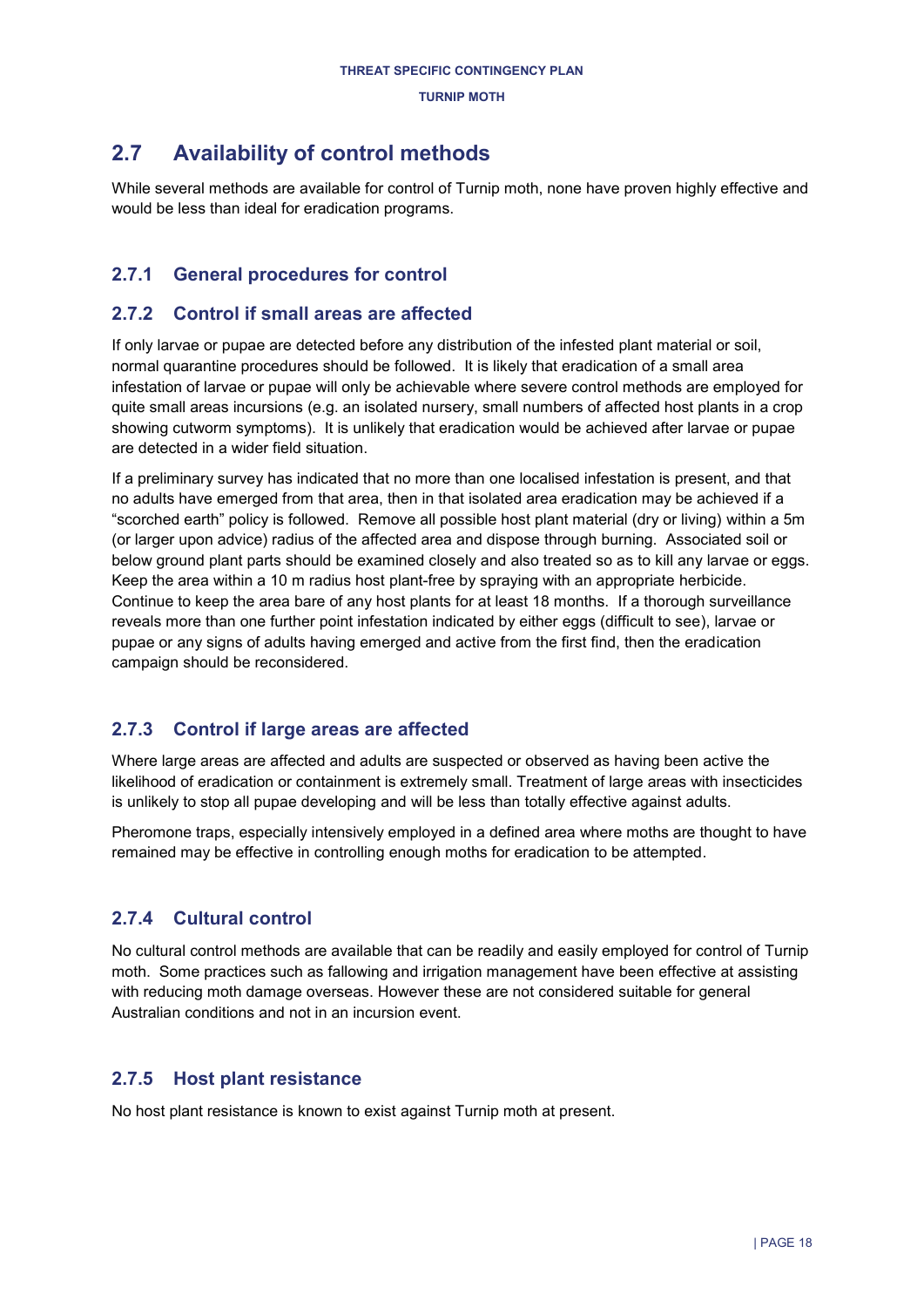## 2.7 Availability of control methods

While several methods are available for control of Turnip moth, none have proven highly effective and would be less than ideal for eradication programs.

### 2.7.1 General procedures for control

### 2.7.2 Control if small areas are affected

If only larvae or pupae are detected before any distribution of the infested plant material or soil, normal quarantine procedures should be followed. It is likely that eradication of a small area infestation of larvae or pupae will only be achievable where severe control methods are employed for quite small areas incursions (e.g. an isolated nursery, small numbers of affected host plants in a crop showing cutworm symptoms). It is unlikely that eradication would be achieved after larvae or pupae are detected in a wider field situation.

If a preliminary survey has indicated that no more than one localised infestation is present, and that no adults have emerged from that area, then in that isolated area eradication may be achieved if a "scorched earth" policy is followed. Remove all possible host plant material (dry or living) within a 5m (or larger upon advice) radius of the affected area and dispose through burning. Associated soil or below ground plant parts should be examined closely and also treated so as to kill any larvae or eggs. Keep the area within a 10 m radius host plant-free by spraying with an appropriate herbicide. Continue to keep the area bare of any host plants for at least 18 months. If a thorough surveillance reveals more than one further point infestation indicated by either eggs (difficult to see), larvae or pupae or any signs of adults having emerged and active from the first find, then the eradication campaign should be reconsidered.

### 2.7.3 Control if large areas are affected

Where large areas are affected and adults are suspected or observed as having been active the likelihood of eradication or containment is extremely small. Treatment of large areas with insecticides is unlikely to stop all pupae developing and will be less than totally effective against adults.

Pheromone traps, especially intensively employed in a defined area where moths are thought to have remained may be effective in controlling enough moths for eradication to be attempted.

### 2.7.4 Cultural control

No cultural control methods are available that can be readily and easily employed for control of Turnip moth. Some practices such as fallowing and irrigation management have been effective at assisting with reducing moth damage overseas. However these are not considered suitable for general Australian conditions and not in an incursion event.

### 2.7.5 Host plant resistance

No host plant resistance is known to exist against Turnip moth at present.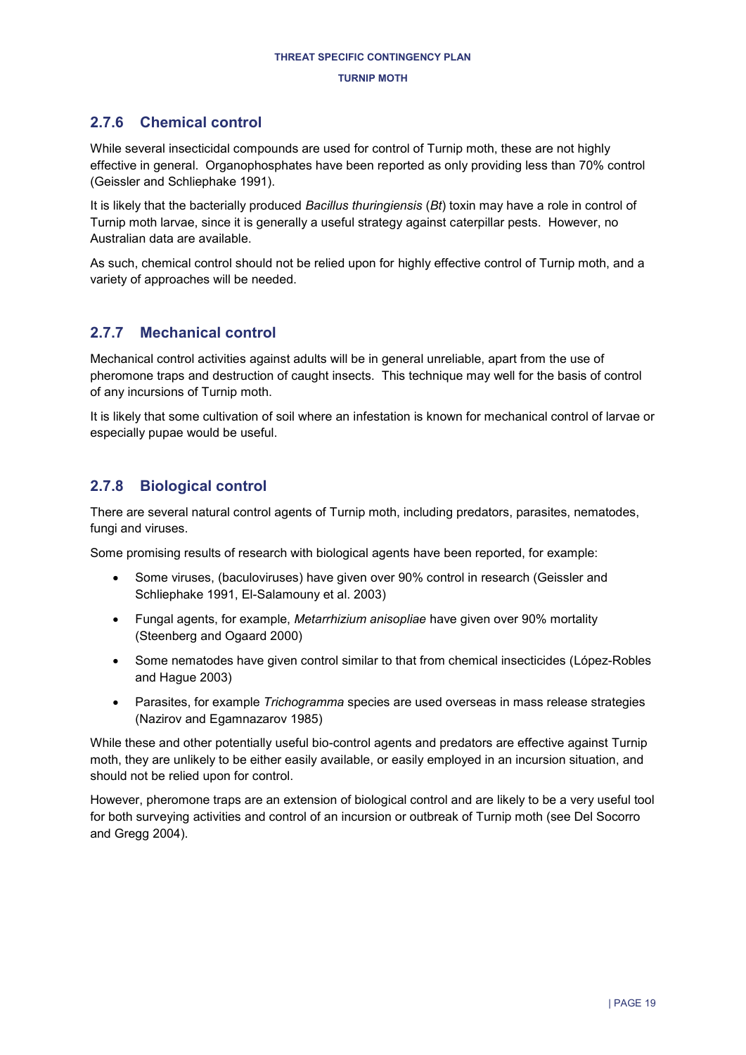### 2.7.6 Chemical control

While several insecticidal compounds are used for control of Turnip moth, these are not highly effective in general. Organophosphates have been reported as only providing less than 70% control (Geissler and Schliephake 1991).

It is likely that the bacterially produced *Bacillus thuringiensis* (*Bt*) toxin may have a role in control of Turnip moth larvae, since it is generally a useful strategy against caterpillar pests. However, no Australian data are available.

As such, chemical control should not be relied upon for highly effective control of Turnip moth, and a variety of approaches will be needed.

### 2.7.7 Mechanical control

Mechanical control activities against adults will be in general unreliable, apart from the use of pheromone traps and destruction of caught insects. This technique may well for the basis of control of any incursions of Turnip moth.

It is likely that some cultivation of soil where an infestation is known for mechanical control of larvae or especially pupae would be useful.

### 2.7.8 Biological control

There are several natural control agents of Turnip moth, including predators, parasites, nematodes, fungi and viruses.

Some promising results of research with biological agents have been reported, for example:

- Some viruses, (baculoviruses) have given over 90% control in research (Geissler and Schliephake 1991, El-Salamouny et al. 2003)
- Fungal agents, for example, *Metarrhizium anisopliae* have given over 90% mortality (Steenberg and Ogaard 2000)
- Some nematodes have given control similar to that from chemical insecticides (López-Robles and Hague 2003)
- Parasites, for example *Trichogramma* species are used overseas in mass release strategies (Nazirov and Egamnazarov 1985)

While these and other potentially useful bio-control agents and predators are effective against Turnip moth, they are unlikely to be either easily available, or easily employed in an incursion situation, and should not be relied upon for control.

However, pheromone traps are an extension of biological control and are likely to be a very useful tool for both surveying activities and control of an incursion or outbreak of Turnip moth (see Del Socorro and Gregg 2004).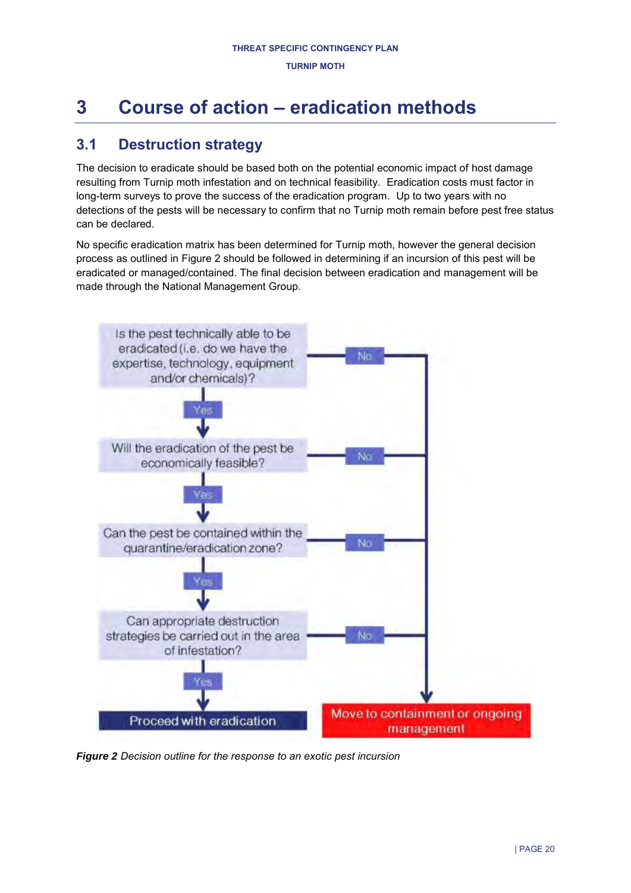# 3 Course of action – eradication methods

## 3.1 Destruction strategy

The decision to eradicate should be based both on the potential economic impact of host damage resulting from Turnip moth infestation and on technical feasibility. Eradication costs must factor in long-term surveys to prove the success of the eradication program. Up to two years with no detections of the pests will be necessary to confirm that no Turnip moth remain before pest free status can be declared.

No specific eradication matrix has been determined for Turnip moth, however the general decision process as outlined in Figure 2 should be followed in determining if an incursion of this pest will be eradicated or managed/contained. The final decision between eradication and management will be made through the National Management Group.

Is the pest technically able to be eradicated (i.e. do we have the expertise, technology, equipment and/or chemicals)?
- Yes → Will the eradication of the pest be economically feasible?
  - Yes → Can the pest be contained within the quarantine/eradication zone?
    - Yes → Can appropriate destruction strategies be carried out in the area of infestation?
      - Yes → **Proceed with eradication**
      - No → Move to containment or ongoing management
    - No → Move to containment or ongoing management
  - No → Move to containment or ongoing management
- No → Move to containment or ongoing management

***Figure 2*** *Decision outline for the response to an exotic pest incursion*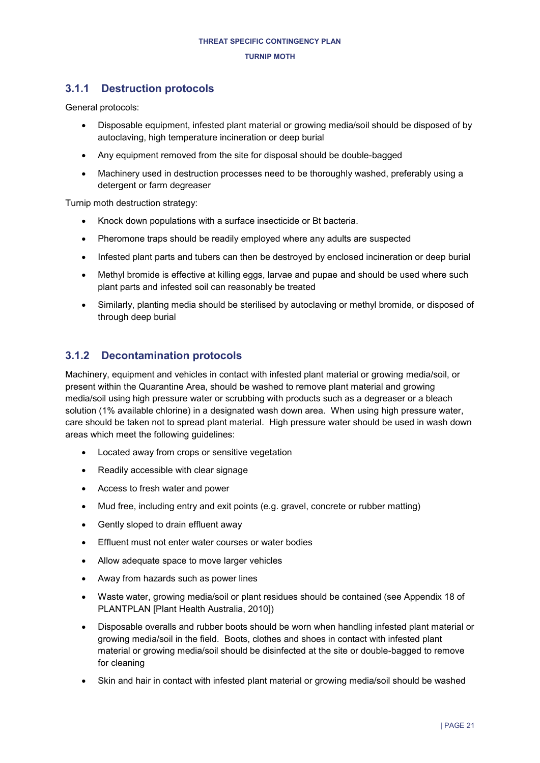### 3.1.1 Destruction protocols

General protocols:

- Disposable equipment, infested plant material or growing media/soil should be disposed of by autoclaving, high temperature incineration or deep burial
- Any equipment removed from the site for disposal should be double-bagged
- Machinery used in destruction processes need to be thoroughly washed, preferably using a detergent or farm degreaser

Turnip moth destruction strategy:

- Knock down populations with a surface insecticide or Bt bacteria.
- Pheromone traps should be readily employed where any adults are suspected
- Infested plant parts and tubers can then be destroyed by enclosed incineration or deep burial
- Methyl bromide is effective at killing eggs, larvae and pupae and should be used where such plant parts and infested soil can reasonably be treated
- Similarly, planting media should be sterilised by autoclaving or methyl bromide, or disposed of through deep burial

### 3.1.2 Decontamination protocols

Machinery, equipment and vehicles in contact with infested plant material or growing media/soil, or present within the Quarantine Area, should be washed to remove plant material and growing media/soil using high pressure water or scrubbing with products such as a degreaser or a bleach solution (1% available chlorine) in a designated wash down area. When using high pressure water, care should be taken not to spread plant material. High pressure water should be used in wash down areas which meet the following guidelines:

- Located away from crops or sensitive vegetation
- Readily accessible with clear signage
- Access to fresh water and power
- Mud free, including entry and exit points (e.g. gravel, concrete or rubber matting)
- Gently sloped to drain effluent away
- Effluent must not enter water courses or water bodies
- Allow adequate space to move larger vehicles
- Away from hazards such as power lines
- Waste water, growing media/soil or plant residues should be contained (see Appendix 18 of PLANTPLAN [Plant Health Australia, 2010])
- Disposable overalls and rubber boots should be worn when handling infested plant material or growing media/soil in the field. Boots, clothes and shoes in contact with infested plant material or growing media/soil should be disinfected at the site or double-bagged to remove for cleaning
- Skin and hair in contact with infested plant material or growing media/soil should be washed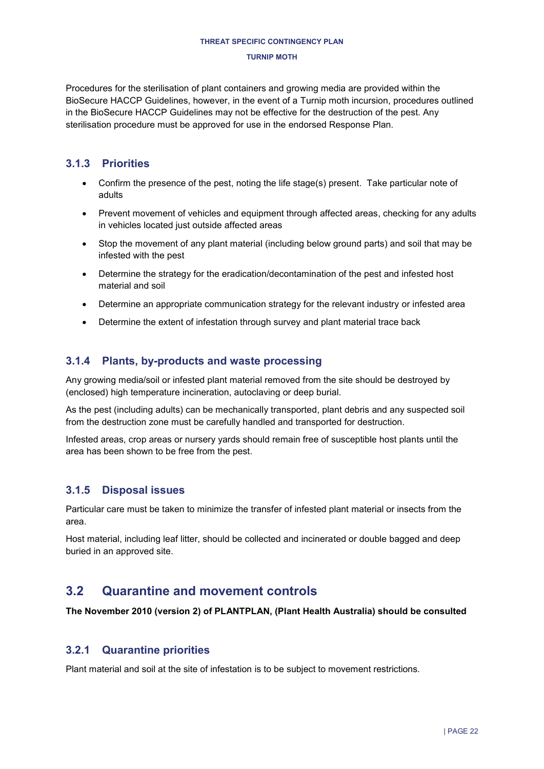Procedures for the sterilisation of plant containers and growing media are provided within the BioSecure HACCP Guidelines, however, in the event of a Turnip moth incursion, procedures outlined in the BioSecure HACCP Guidelines may not be effective for the destruction of the pest. Any sterilisation procedure must be approved for use in the endorsed Response Plan.

### 3.1.3 Priorities

- Confirm the presence of the pest, noting the life stage(s) present. Take particular note of adults
- Prevent movement of vehicles and equipment through affected areas, checking for any adults in vehicles located just outside affected areas
- Stop the movement of any plant material (including below ground parts) and soil that may be infested with the pest
- Determine the strategy for the eradication/decontamination of the pest and infested host material and soil
- Determine an appropriate communication strategy for the relevant industry or infested area
- Determine the extent of infestation through survey and plant material trace back

### 3.1.4 Plants, by-products and waste processing

Any growing media/soil or infested plant material removed from the site should be destroyed by (enclosed) high temperature incineration, autoclaving or deep burial.

As the pest (including adults) can be mechanically transported, plant debris and any suspected soil from the destruction zone must be carefully handled and transported for destruction.

Infested areas, crop areas or nursery yards should remain free of susceptible host plants until the area has been shown to be free from the pest.

### 3.1.5 Disposal issues

Particular care must be taken to minimize the transfer of infested plant material or insects from the area.

Host material, including leaf litter, should be collected and incinerated or double bagged and deep buried in an approved site.

## 3.2 Quarantine and movement controls

**The November 2010 (version 2) of PLANTPLAN, (Plant Health Australia) should be consulted**

### 3.2.1 Quarantine priorities

Plant material and soil at the site of infestation is to be subject to movement restrictions.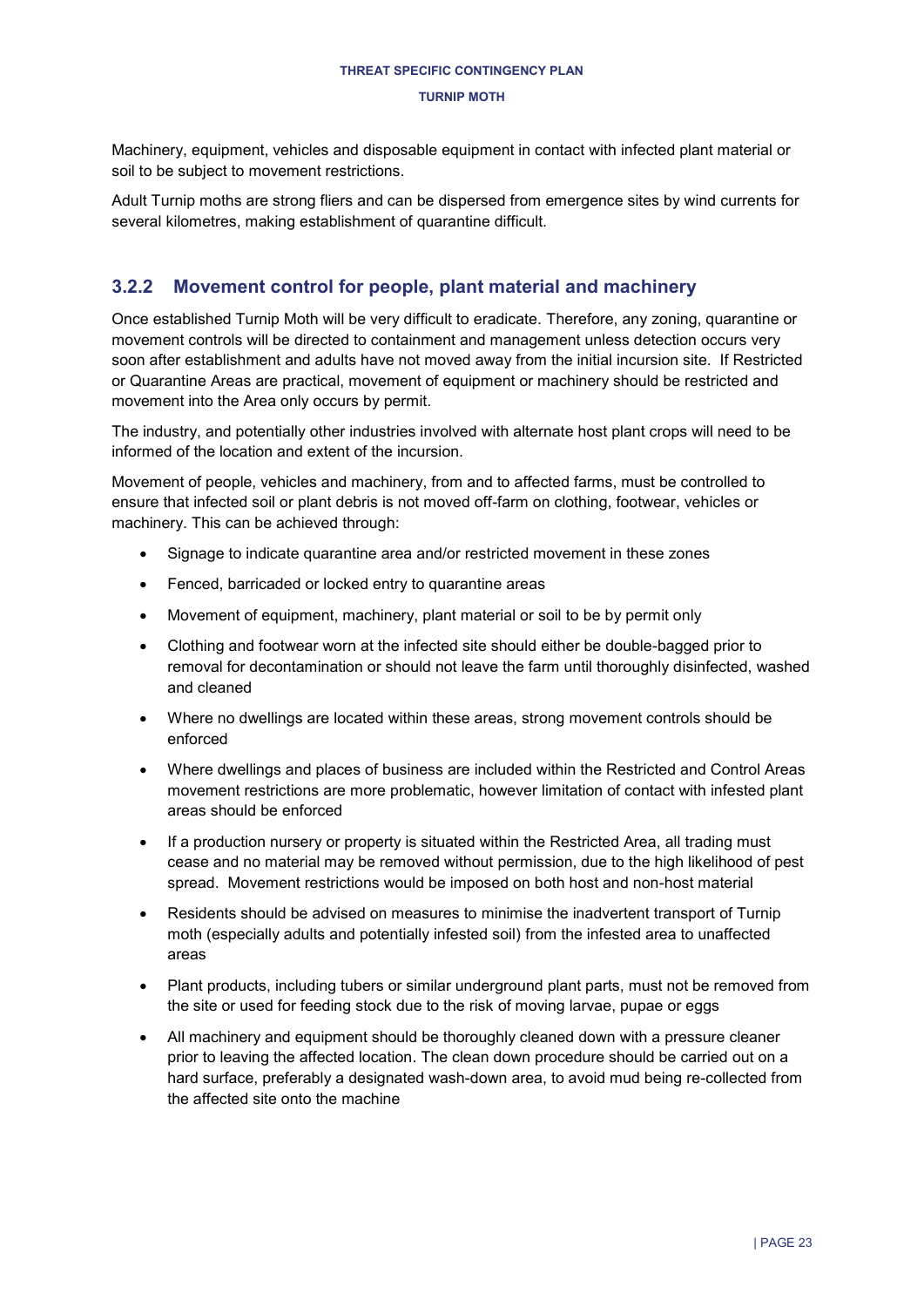Machinery, equipment, vehicles and disposable equipment in contact with infected plant material or soil to be subject to movement restrictions.

Adult Turnip moths are strong fliers and can be dispersed from emergence sites by wind currents for several kilometres, making establishment of quarantine difficult.

### 3.2.2 Movement control for people, plant material and machinery

Once established Turnip Moth will be very difficult to eradicate. Therefore, any zoning, quarantine or movement controls will be directed to containment and management unless detection occurs very soon after establishment and adults have not moved away from the initial incursion site. If Restricted or Quarantine Areas are practical, movement of equipment or machinery should be restricted and movement into the Area only occurs by permit.

The industry, and potentially other industries involved with alternate host plant crops will need to be informed of the location and extent of the incursion.

Movement of people, vehicles and machinery, from and to affected farms, must be controlled to ensure that infected soil or plant debris is not moved off-farm on clothing, footwear, vehicles or machinery. This can be achieved through:

- Signage to indicate quarantine area and/or restricted movement in these zones
- Fenced, barricaded or locked entry to quarantine areas
- Movement of equipment, machinery, plant material or soil to be by permit only
- Clothing and footwear worn at the infected site should either be double-bagged prior to removal for decontamination or should not leave the farm until thoroughly disinfected, washed and cleaned
- Where no dwellings are located within these areas, strong movement controls should be enforced
- Where dwellings and places of business are included within the Restricted and Control Areas movement restrictions are more problematic, however limitation of contact with infested plant areas should be enforced
- If a production nursery or property is situated within the Restricted Area, all trading must cease and no material may be removed without permission, due to the high likelihood of pest spread. Movement restrictions would be imposed on both host and non-host material
- Residents should be advised on measures to minimise the inadvertent transport of Turnip moth (especially adults and potentially infested soil) from the infested area to unaffected areas
- Plant products, including tubers or similar underground plant parts, must not be removed from the site or used for feeding stock due to the risk of moving larvae, pupae or eggs
- All machinery and equipment should be thoroughly cleaned down with a pressure cleaner prior to leaving the affected location. The clean down procedure should be carried out on a hard surface, preferably a designated wash-down area, to avoid mud being re-collected from the affected site onto the machine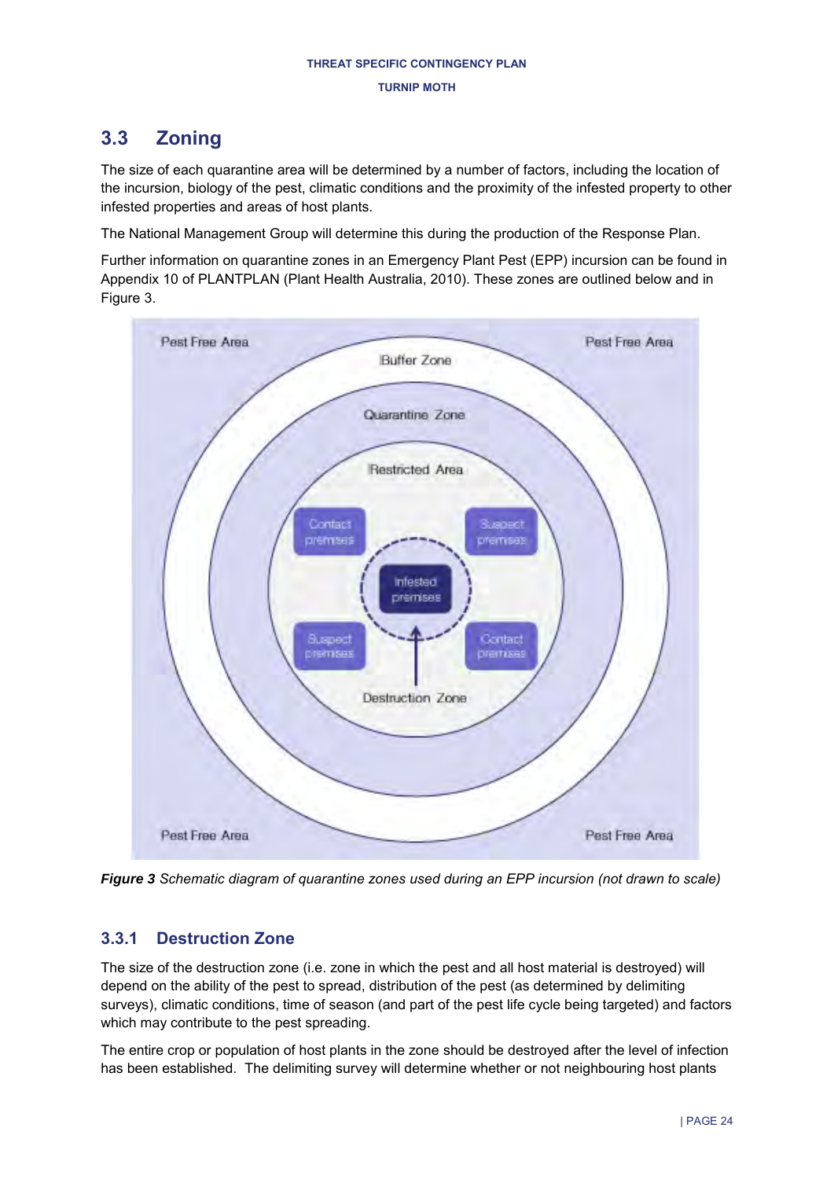## 3.3 Zoning

The size of each quarantine area will be determined by a number of factors, including the location of the incursion, biology of the pest, climatic conditions and the proximity of the infested property to other infested properties and areas of host plants.

The National Management Group will determine this during the production of the Response Plan.

Further information on quarantine zones in an Emergency Plant Pest (EPP) incursion can be found in Appendix 10 of PLANTPLAN (Plant Health Australia, 2010). These zones are outlined below and in Figure 3.

***Figure 3*** *Schematic diagram of quarantine zones used during an EPP incursion (not drawn to scale)*

### 3.3.1 Destruction Zone

The size of the destruction zone (i.e. zone in which the pest and all host material is destroyed) will depend on the ability of the pest to spread, distribution of the pest (as determined by delimiting surveys), climatic conditions, time of season (and part of the pest life cycle being targeted) and factors which may contribute to the pest spreading.

The entire crop or population of host plants in the zone should be destroyed after the level of infection has been established. The delimiting survey will determine whether or not neighbouring host plants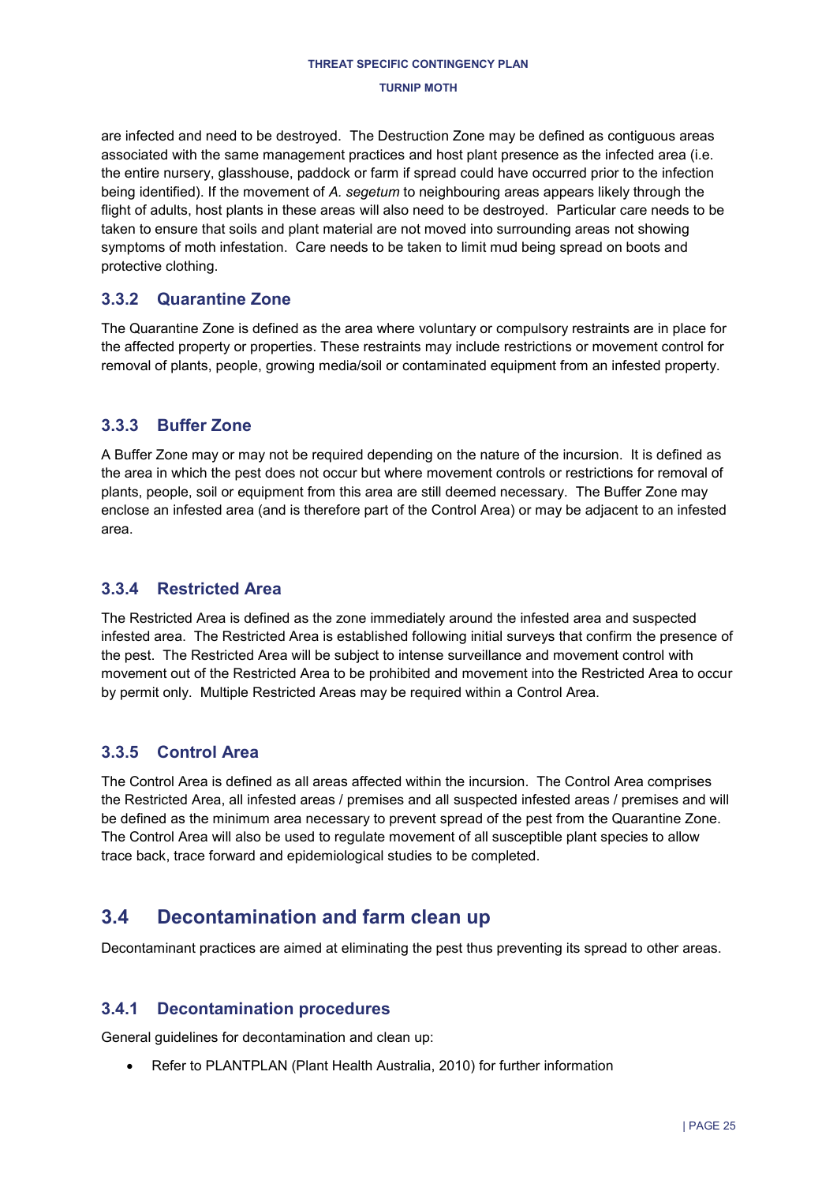are infected and need to be destroyed. The Destruction Zone may be defined as contiguous areas associated with the same management practices and host plant presence as the infected area (i.e. the entire nursery, glasshouse, paddock or farm if spread could have occurred prior to the infection being identified). If the movement of *A. segetum* to neighbouring areas appears likely through the flight of adults, host plants in these areas will also need to be destroyed. Particular care needs to be taken to ensure that soils and plant material are not moved into surrounding areas not showing symptoms of moth infestation. Care needs to be taken to limit mud being spread on boots and protective clothing.

### 3.3.2 Quarantine Zone

The Quarantine Zone is defined as the area where voluntary or compulsory restraints are in place for the affected property or properties. These restraints may include restrictions or movement control for removal of plants, people, growing media/soil or contaminated equipment from an infested property.

### 3.3.3 Buffer Zone

A Buffer Zone may or may not be required depending on the nature of the incursion. It is defined as the area in which the pest does not occur but where movement controls or restrictions for removal of plants, people, soil or equipment from this area are still deemed necessary. The Buffer Zone may enclose an infested area (and is therefore part of the Control Area) or may be adjacent to an infested area.

### 3.3.4 Restricted Area

The Restricted Area is defined as the zone immediately around the infested area and suspected infested area. The Restricted Area is established following initial surveys that confirm the presence of the pest. The Restricted Area will be subject to intense surveillance and movement control with movement out of the Restricted Area to be prohibited and movement into the Restricted Area to occur by permit only. Multiple Restricted Areas may be required within a Control Area.

### 3.3.5 Control Area

The Control Area is defined as all areas affected within the incursion. The Control Area comprises the Restricted Area, all infested areas / premises and all suspected infested areas / premises and will be defined as the minimum area necessary to prevent spread of the pest from the Quarantine Zone. The Control Area will also be used to regulate movement of all susceptible plant species to allow trace back, trace forward and epidemiological studies to be completed.

## 3.4 Decontamination and farm clean up

Decontaminant practices are aimed at eliminating the pest thus preventing its spread to other areas.

### 3.4.1 Decontamination procedures

General guidelines for decontamination and clean up:

- Refer to PLANTPLAN (Plant Health Australia, 2010) for further information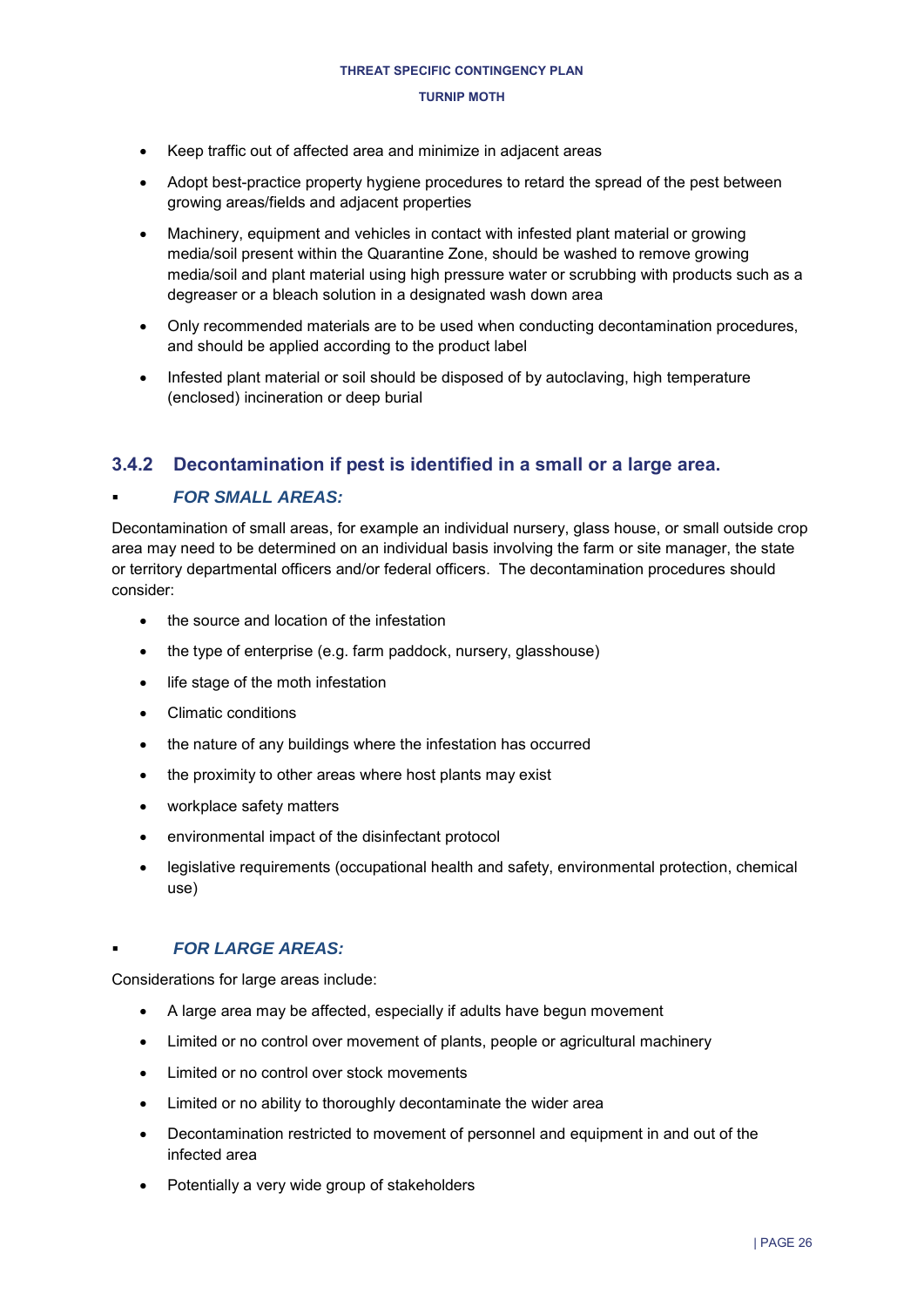- Keep traffic out of affected area and minimize in adjacent areas
- Adopt best-practice property hygiene procedures to retard the spread of the pest between growing areas/fields and adjacent properties
- Machinery, equipment and vehicles in contact with infested plant material or growing media/soil present within the Quarantine Zone, should be washed to remove growing media/soil and plant material using high pressure water or scrubbing with products such as a degreaser or a bleach solution in a designated wash down area
- Only recommended materials are to be used when conducting decontamination procedures, and should be applied according to the product label
- Infested plant material or soil should be disposed of by autoclaving, high temperature (enclosed) incineration or deep burial

### 3.4.2 Decontamination if pest is identified in a small or a large area.

- ***FOR SMALL AREAS:***

Decontamination of small areas, for example an individual nursery, glass house, or small outside crop area may need to be determined on an individual basis involving the farm or site manager, the state or territory departmental officers and/or federal officers. The decontamination procedures should consider:

- the source and location of the infestation
- the type of enterprise (e.g. farm paddock, nursery, glasshouse)
- life stage of the moth infestation
- Climatic conditions
- the nature of any buildings where the infestation has occurred
- the proximity to other areas where host plants may exist
- workplace safety matters
- environmental impact of the disinfectant protocol
- legislative requirements (occupational health and safety, environmental protection, chemical use)

- ***FOR LARGE AREAS:***

Considerations for large areas include:

- A large area may be affected, especially if adults have begun movement
- Limited or no control over movement of plants, people or agricultural machinery
- Limited or no control over stock movements
- Limited or no ability to thoroughly decontaminate the wider area
- Decontamination restricted to movement of personnel and equipment in and out of the infected area
- Potentially a very wide group of stakeholders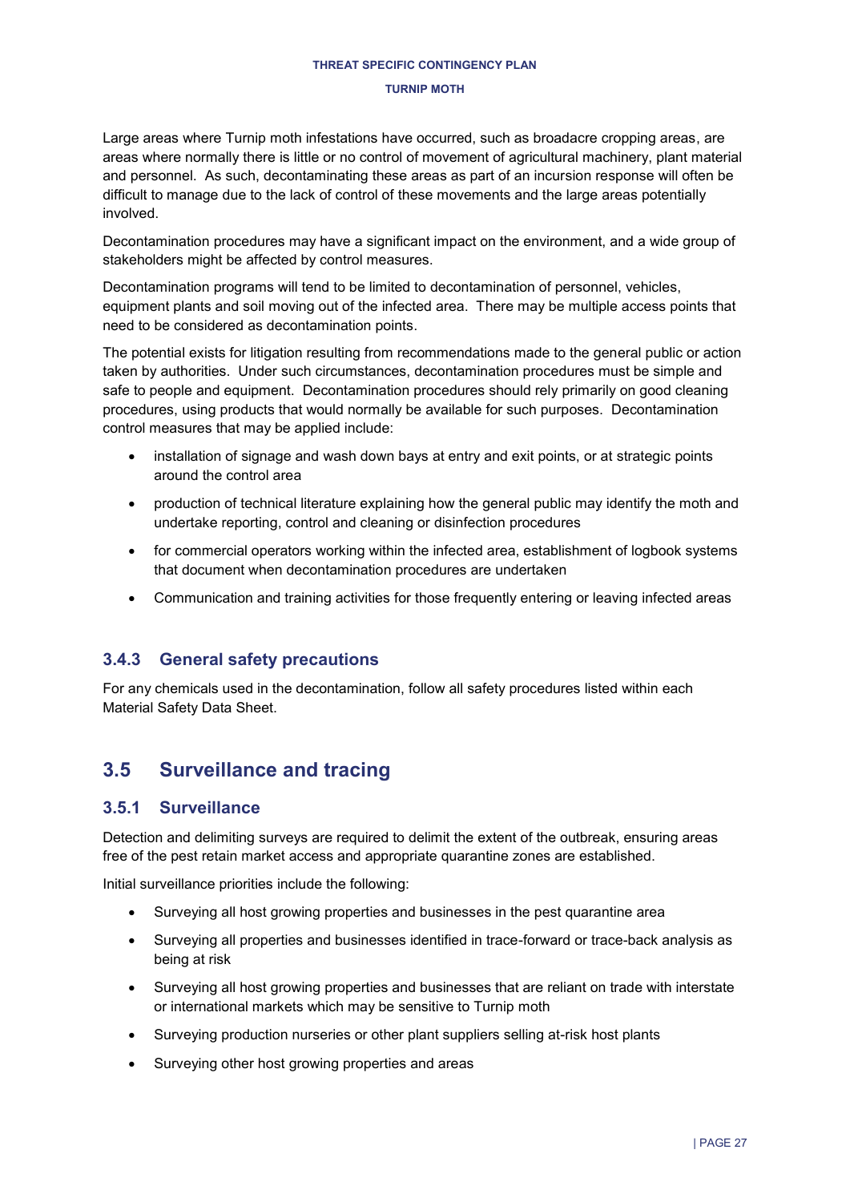Large areas where Turnip moth infestations have occurred, such as broadacre cropping areas, are areas where normally there is little or no control of movement of agricultural machinery, plant material and personnel. As such, decontaminating these areas as part of an incursion response will often be difficult to manage due to the lack of control of these movements and the large areas potentially involved.

Decontamination procedures may have a significant impact on the environment, and a wide group of stakeholders might be affected by control measures.

Decontamination programs will tend to be limited to decontamination of personnel, vehicles, equipment plants and soil moving out of the infected area. There may be multiple access points that need to be considered as decontamination points.

The potential exists for litigation resulting from recommendations made to the general public or action taken by authorities. Under such circumstances, decontamination procedures must be simple and safe to people and equipment. Decontamination procedures should rely primarily on good cleaning procedures, using products that would normally be available for such purposes. Decontamination control measures that may be applied include:

- installation of signage and wash down bays at entry and exit points, or at strategic points around the control area
- production of technical literature explaining how the general public may identify the moth and undertake reporting, control and cleaning or disinfection procedures
- for commercial operators working within the infected area, establishment of logbook systems that document when decontamination procedures are undertaken
- Communication and training activities for those frequently entering or leaving infected areas

### 3.4.3 General safety precautions

For any chemicals used in the decontamination, follow all safety procedures listed within each Material Safety Data Sheet.

## 3.5 Surveillance and tracing

### 3.5.1 Surveillance

Detection and delimiting surveys are required to delimit the extent of the outbreak, ensuring areas free of the pest retain market access and appropriate quarantine zones are established.

Initial surveillance priorities include the following:

- Surveying all host growing properties and businesses in the pest quarantine area
- Surveying all properties and businesses identified in trace-forward or trace-back analysis as being at risk
- Surveying all host growing properties and businesses that are reliant on trade with interstate or international markets which may be sensitive to Turnip moth
- Surveying production nurseries or other plant suppliers selling at-risk host plants
- Surveying other host growing properties and areas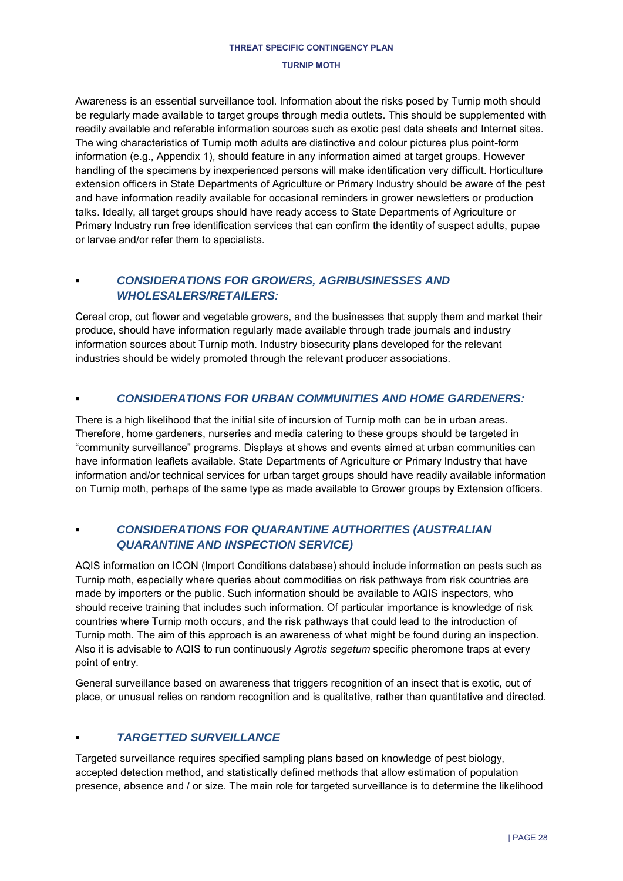Awareness is an essential surveillance tool. Information about the risks posed by Turnip moth should be regularly made available to target groups through media outlets. This should be supplemented with readily available and referable information sources such as exotic pest data sheets and Internet sites. The wing characteristics of Turnip moth adults are distinctive and colour pictures plus point-form information (e.g., Appendix 1), should feature in any information aimed at target groups. However handling of the specimens by inexperienced persons will make identification very difficult. Horticulture extension officers in State Departments of Agriculture or Primary Industry should be aware of the pest and have information readily available for occasional reminders in grower newsletters or production talks. Ideally, all target groups should have ready access to State Departments of Agriculture or Primary Industry run free identification services that can confirm the identity of suspect adults, pupae or larvae and/or refer them to specialists.

- ***CONSIDERATIONS FOR GROWERS, AGRIBUSINESSES AND WHOLESALERS/RETAILERS:***

Cereal crop, cut flower and vegetable growers, and the businesses that supply them and market their produce, should have information regularly made available through trade journals and industry information sources about Turnip moth. Industry biosecurity plans developed for the relevant industries should be widely promoted through the relevant producer associations.

- ***CONSIDERATIONS FOR URBAN COMMUNITIES AND HOME GARDENERS:***

There is a high likelihood that the initial site of incursion of Turnip moth can be in urban areas. Therefore, home gardeners, nurseries and media catering to these groups should be targeted in "community surveillance" programs. Displays at shows and events aimed at urban communities can have information leaflets available. State Departments of Agriculture or Primary Industry that have information and/or technical services for urban target groups should have readily available information on Turnip moth, perhaps of the same type as made available to Grower groups by Extension officers.

- ***CONSIDERATIONS FOR QUARANTINE AUTHORITIES (AUSTRALIAN QUARANTINE AND INSPECTION SERVICE)***

AQIS information on ICON (Import Conditions database) should include information on pests such as Turnip moth, especially where queries about commodities on risk pathways from risk countries are made by importers or the public. Such information should be available to AQIS inspectors, who should receive training that includes such information. Of particular importance is knowledge of risk countries where Turnip moth occurs, and the risk pathways that could lead to the introduction of Turnip moth. The aim of this approach is an awareness of what might be found during an inspection. Also it is advisable to AQIS to run continuously *Agrotis segetum* specific pheromone traps at every point of entry.

General surveillance based on awareness that triggers recognition of an insect that is exotic, out of place, or unusual relies on random recognition and is qualitative, rather than quantitative and directed.

- ***TARGETTED SURVEILLANCE***

Targeted surveillance requires specified sampling plans based on knowledge of pest biology, accepted detection method, and statistically defined methods that allow estimation of population presence, absence and / or size. The main role for targeted surveillance is to determine the likelihood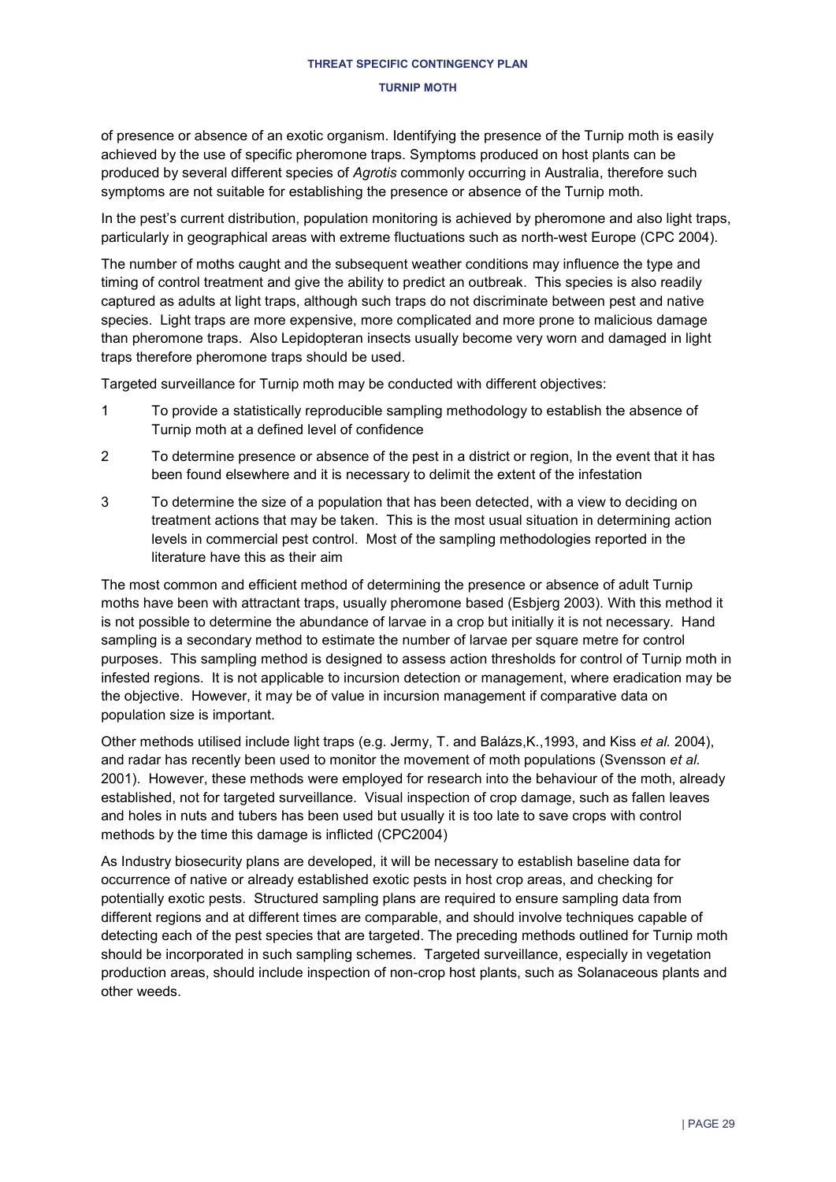of presence or absence of an exotic organism. Identifying the presence of the Turnip moth is easily achieved by the use of specific pheromone traps. Symptoms produced on host plants can be produced by several different species of *Agrotis* commonly occurring in Australia, therefore such symptoms are not suitable for establishing the presence or absence of the Turnip moth.

In the pest's current distribution, population monitoring is achieved by pheromone and also light traps, particularly in geographical areas with extreme fluctuations such as north-west Europe (CPC 2004).

The number of moths caught and the subsequent weather conditions may influence the type and timing of control treatment and give the ability to predict an outbreak. This species is also readily captured as adults at light traps, although such traps do not discriminate between pest and native species. Light traps are more expensive, more complicated and more prone to malicious damage than pheromone traps. Also Lepidopteran insects usually become very worn and damaged in light traps therefore pheromone traps should be used.

Targeted surveillance for Turnip moth may be conducted with different objectives:

1. To provide a statistically reproducible sampling methodology to establish the absence of Turnip moth at a defined level of confidence
2. To determine presence or absence of the pest in a district or region, In the event that it has been found elsewhere and it is necessary to delimit the extent of the infestation
3. To determine the size of a population that has been detected, with a view to deciding on treatment actions that may be taken. This is the most usual situation in determining action levels in commercial pest control. Most of the sampling methodologies reported in the literature have this as their aim

The most common and efficient method of determining the presence or absence of adult Turnip moths have been with attractant traps, usually pheromone based (Esbjerg 2003). With this method it is not possible to determine the abundance of larvae in a crop but initially it is not necessary. Hand sampling is a secondary method to estimate the number of larvae per square metre for control purposes. This sampling method is designed to assess action thresholds for control of Turnip moth in infested regions. It is not applicable to incursion detection or management, where eradication may be the objective. However, it may be of value in incursion management if comparative data on population size is important.

Other methods utilised include light traps (e.g. Jermy, T. and Balázs,K.,1993, and Kiss *et al.* 2004), and radar has recently been used to monitor the movement of moth populations (Svensson *et al.* 2001). However, these methods were employed for research into the behaviour of the moth, already established, not for targeted surveillance. Visual inspection of crop damage, such as fallen leaves and holes in nuts and tubers has been used but usually it is too late to save crops with control methods by the time this damage is inflicted (CPC2004)

As Industry biosecurity plans are developed, it will be necessary to establish baseline data for occurrence of native or already established exotic pests in host crop areas, and checking for potentially exotic pests. Structured sampling plans are required to ensure sampling data from different regions and at different times are comparable, and should involve techniques capable of detecting each of the pest species that are targeted. The preceding methods outlined for Turnip moth should be incorporated in such sampling schemes. Targeted surveillance, especially in vegetation production areas, should include inspection of non-crop host plants, such as Solanaceous plants and other weeds.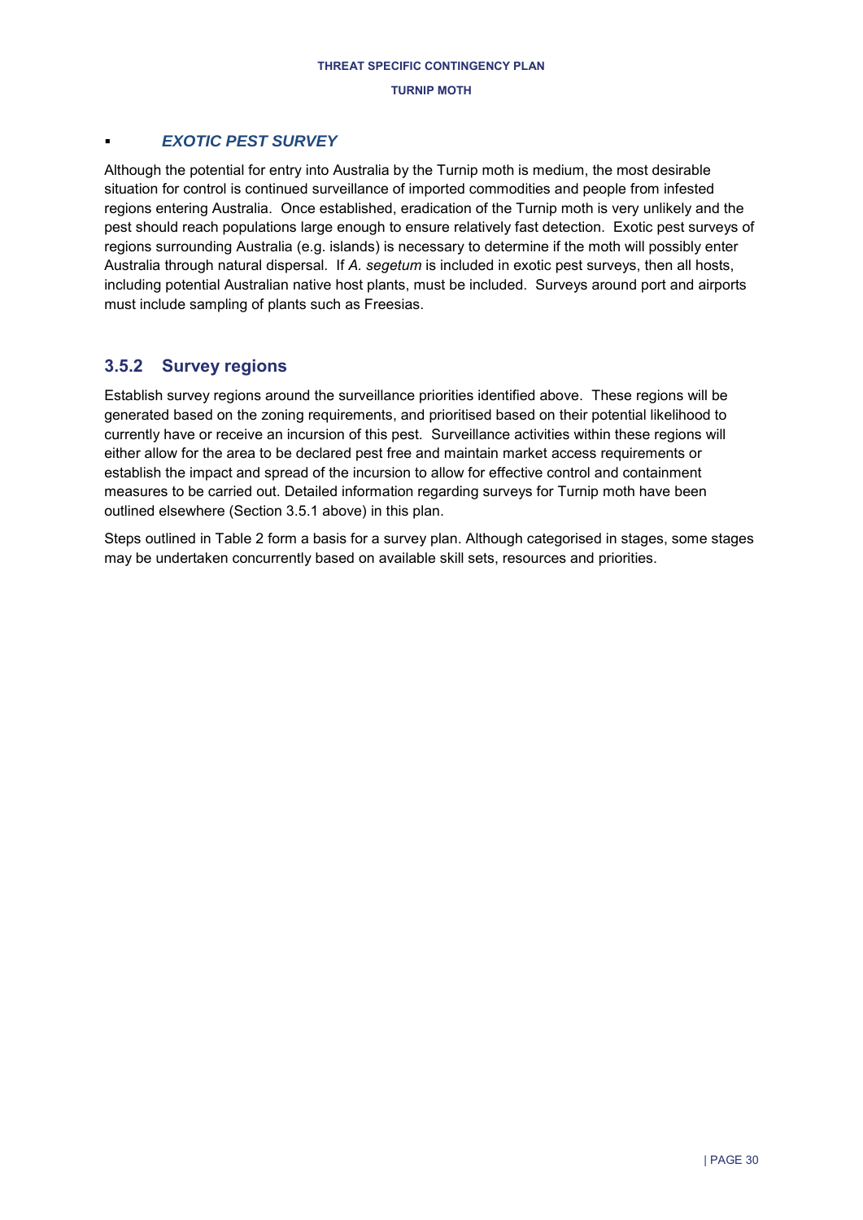- ***EXOTIC PEST SURVEY***

Although the potential for entry into Australia by the Turnip moth is medium, the most desirable situation for control is continued surveillance of imported commodities and people from infested regions entering Australia. Once established, eradication of the Turnip moth is very unlikely and the pest should reach populations large enough to ensure relatively fast detection. Exotic pest surveys of regions surrounding Australia (e.g. islands) is necessary to determine if the moth will possibly enter Australia through natural dispersal. If *A. segetum* is included in exotic pest surveys, then all hosts, including potential Australian native host plants, must be included. Surveys around port and airports must include sampling of plants such as Freesias.

### 3.5.2 Survey regions

Establish survey regions around the surveillance priorities identified above. These regions will be generated based on the zoning requirements, and prioritised based on their potential likelihood to currently have or receive an incursion of this pest. Surveillance activities within these regions will either allow for the area to be declared pest free and maintain market access requirements or establish the impact and spread of the incursion to allow for effective control and containment measures to be carried out. Detailed information regarding surveys for Turnip moth have been outlined elsewhere (Section 3.5.1 above) in this plan.

Steps outlined in Table 2 form a basis for a survey plan. Although categorised in stages, some stages may be undertaken concurrently based on available skill sets, resources and priorities.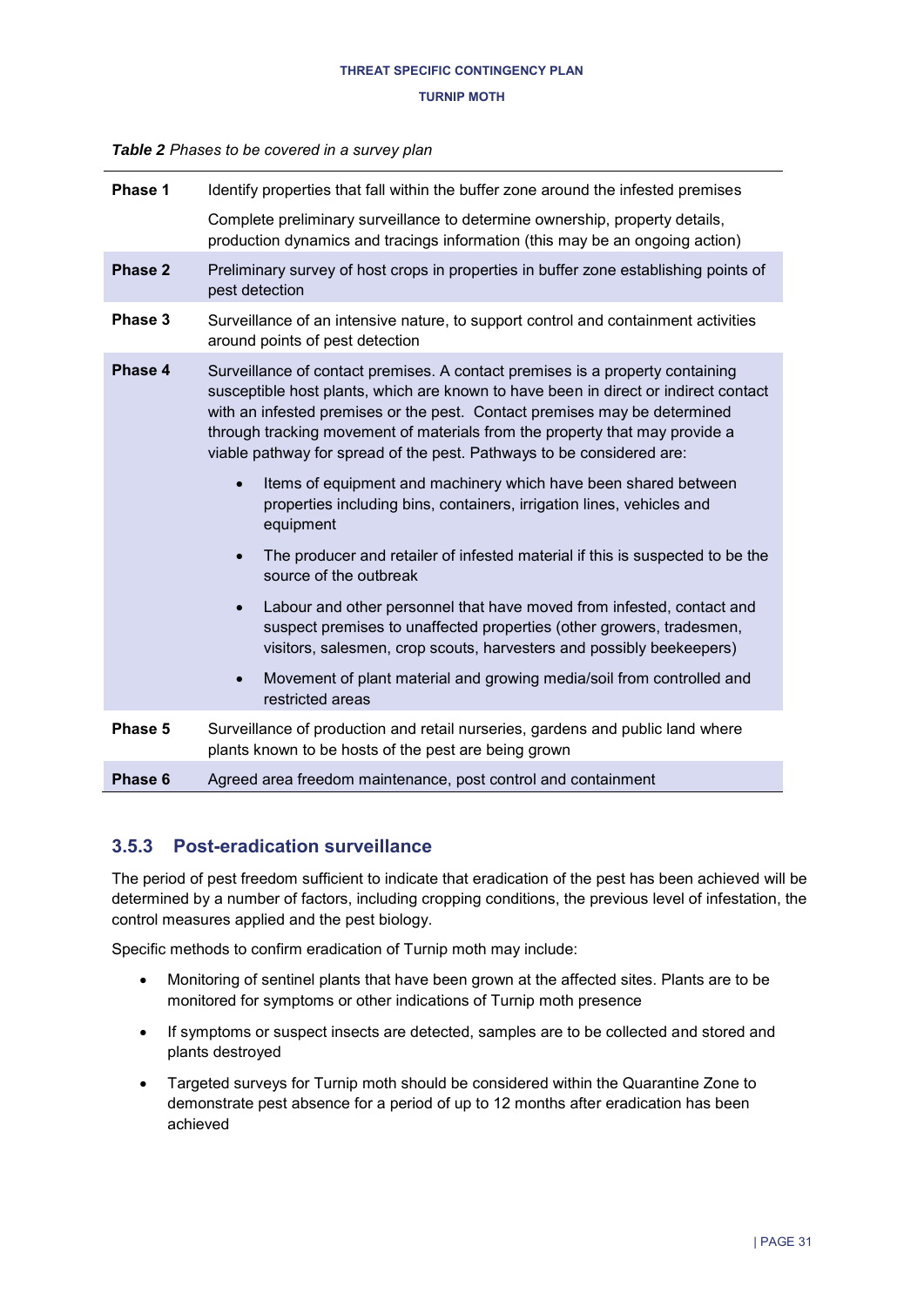*Table 2* *Phases to be covered in a survey plan*

| | |
|---|---|
| **Phase 1** | Identify properties that fall within the buffer zone around the infested premises<br><br>Complete preliminary surveillance to determine ownership, property details, production dynamics and tracings information (this may be an ongoing action) |
| **Phase 2** | Preliminary survey of host crops in properties in buffer zone establishing points of pest detection |
| **Phase 3** | Surveillance of an intensive nature, to support control and containment activities around points of pest detection |
| **Phase 4** | Surveillance of contact premises. A contact premises is a property containing susceptible host plants, which are known to have been in direct or indirect contact with an infested premises or the pest. Contact premises may be determined through tracking movement of materials from the property that may provide a viable pathway for spread of the pest. Pathways to be considered are:<br><br>• Items of equipment and machinery which have been shared between properties including bins, containers, irrigation lines, vehicles and equipment<br><br>• The producer and retailer of infested material if this is suspected to be the source of the outbreak<br><br>• Labour and other personnel that have moved from infested, contact and suspect premises to unaffected properties (other growers, tradesmen, visitors, salesmen, crop scouts, harvesters and possibly beekeepers)<br><br>• Movement of plant material and growing media/soil from controlled and restricted areas |
| **Phase 5** | Surveillance of production and retail nurseries, gardens and public land where plants known to be hosts of the pest are being grown |
| **Phase 6** | Agreed area freedom maintenance, post control and containment |

### 3.5.3 Post-eradication surveillance

The period of pest freedom sufficient to indicate that eradication of the pest has been achieved will be determined by a number of factors, including cropping conditions, the previous level of infestation, the control measures applied and the pest biology.

Specific methods to confirm eradication of Turnip moth may include:

- Monitoring of sentinel plants that have been grown at the affected sites. Plants are to be monitored for symptoms or other indications of Turnip moth presence
- If symptoms or suspect insects are detected, samples are to be collected and stored and plants destroyed
- Targeted surveys for Turnip moth should be considered within the Quarantine Zone to demonstrate pest absence for a period of up to 12 months after eradication has been achieved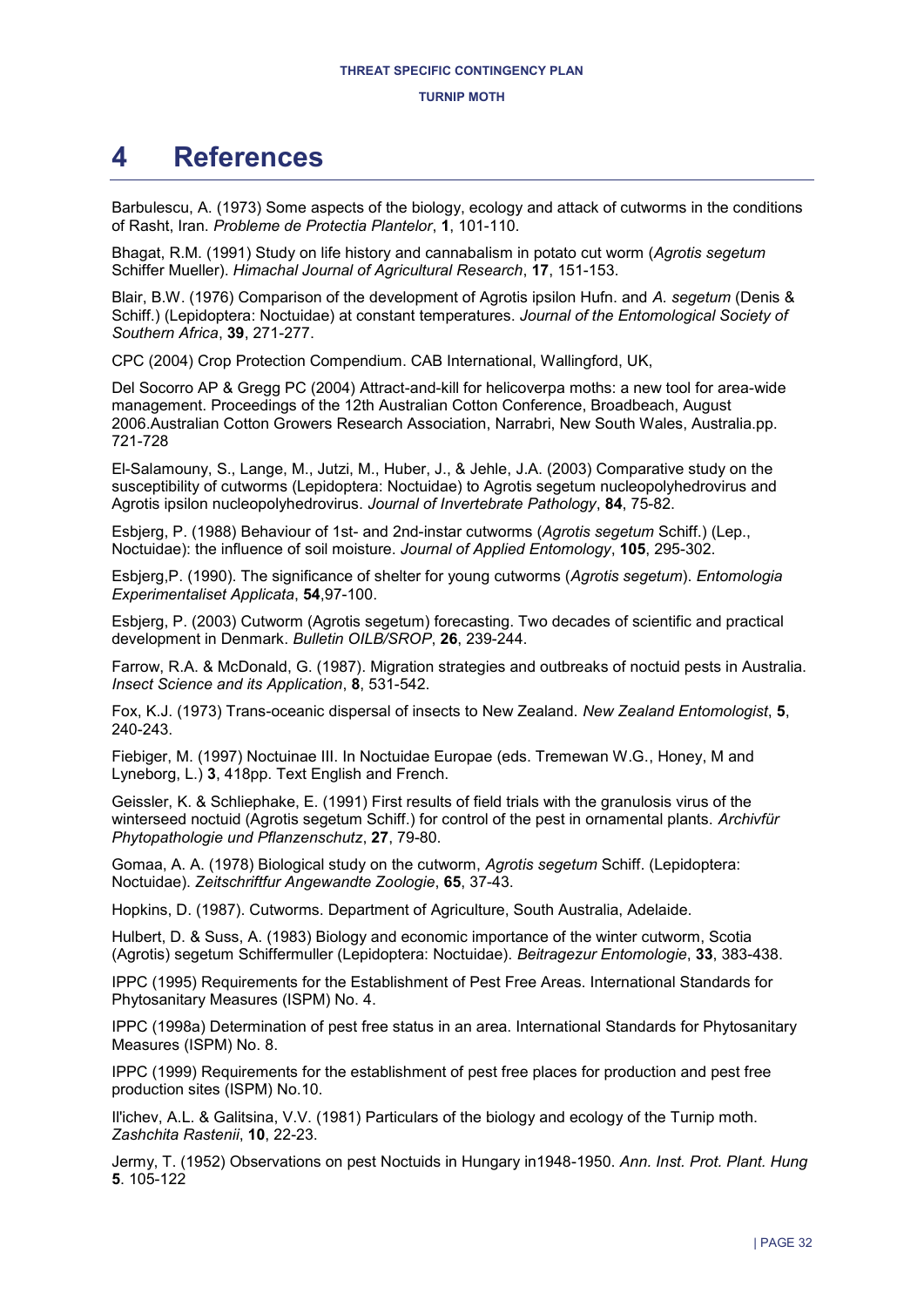# 4 References

Barbulescu, A. (1973) Some aspects of the biology, ecology and attack of cutworms in the conditions of Rasht, Iran. *Probleme de Protectia Plantelor*, **1**, 101-110.

Bhagat, R.M. (1991) Study on life history and cannabalism in potato cut worm (*Agrotis segetum* Schiffer Mueller). *Himachal Journal of Agricultural Research*, **17**, 151-153.

Blair, B.W. (1976) Comparison of the development of Agrotis ipsilon Hufn. and *A. segetum* (Denis & Schiff.) (Lepidoptera: Noctuidae) at constant temperatures. *Journal of the Entomological Society of Southern Africa*, **39**, 271-277.

CPC (2004) Crop Protection Compendium. CAB International, Wallingford, UK,

Del Socorro AP & Gregg PC (2004) Attract-and-kill for helicoverpa moths: a new tool for area-wide management. Proceedings of the 12th Australian Cotton Conference, Broadbeach, August 2006.Australian Cotton Growers Research Association, Narrabri, New South Wales, Australia.pp. 721-728

El-Salamouny, S., Lange, M., Jutzi, M., Huber, J., & Jehle, J.A. (2003) Comparative study on the susceptibility of cutworms (Lepidoptera: Noctuidae) to Agrotis segetum nucleopolyhedrovirus and Agrotis ipsilon nucleopolyhedrovirus. *Journal of Invertebrate Pathology*, **84**, 75-82.

Esbjerg, P. (1988) Behaviour of 1st- and 2nd-instar cutworms (*Agrotis segetum* Schiff.) (Lep., Noctuidae): the influence of soil moisture. *Journal of Applied Entomology*, **105**, 295-302.

Esbjerg,P. (1990). The significance of shelter for young cutworms (*Agrotis segetum*). *Entomologia Experimentaliset Applicata*, **54**,97-100.

Esbjerg, P. (2003) Cutworm (Agrotis segetum) forecasting. Two decades of scientific and practical development in Denmark. *Bulletin OILB/SROP*, **26**, 239-244.

Farrow, R.A. & McDonald, G. (1987). Migration strategies and outbreaks of noctuid pests in Australia. *Insect Science and its Application*, **8**, 531-542.

Fox, K.J. (1973) Trans-oceanic dispersal of insects to New Zealand. *New Zealand Entomologist*, **5**, 240-243.

Fiebiger, M. (1997) Noctuinae III. In Noctuidae Europae (eds. Tremewan W.G., Honey, M and Lyneborg, L.) **3**, 418pp. Text English and French.

Geissler, K. & Schliephake, E. (1991) First results of field trials with the granulosis virus of the winterseed noctuid (Agrotis segetum Schiff.) for control of the pest in ornamental plants. *Archivfür Phytopathologie und Pflanzenschutz*, **27**, 79-80.

Gomaa, A. A. (1978) Biological study on the cutworm, *Agrotis segetum* Schiff. (Lepidoptera: Noctuidae). *Zeitschriftfur Angewandte Zoologie*, **65**, 37-43.

Hopkins, D. (1987). Cutworms. Department of Agriculture, South Australia, Adelaide.

Hulbert, D. & Suss, A. (1983) Biology and economic importance of the winter cutworm, Scotia (Agrotis) segetum Schiffermuller (Lepidoptera: Noctuidae). *Beitragezur Entomologie*, **33**, 383-438.

IPPC (1995) Requirements for the Establishment of Pest Free Areas. International Standards for Phytosanitary Measures (ISPM) No. 4.

IPPC (1998a) Determination of pest free status in an area. International Standards for Phytosanitary Measures (ISPM) No. 8.

IPPC (1999) Requirements for the establishment of pest free places for production and pest free production sites (ISPM) No.10.

Il'ichev, A.L. & Galitsina, V.V. (1981) Particulars of the biology and ecology of the Turnip moth. *Zashchita Rastenii*, **10**, 22-23.

Jermy, T. (1952) Observations on pest Noctuids in Hungary in1948-1950. *Ann. Inst. Prot. Plant. Hung* **5**. 105-122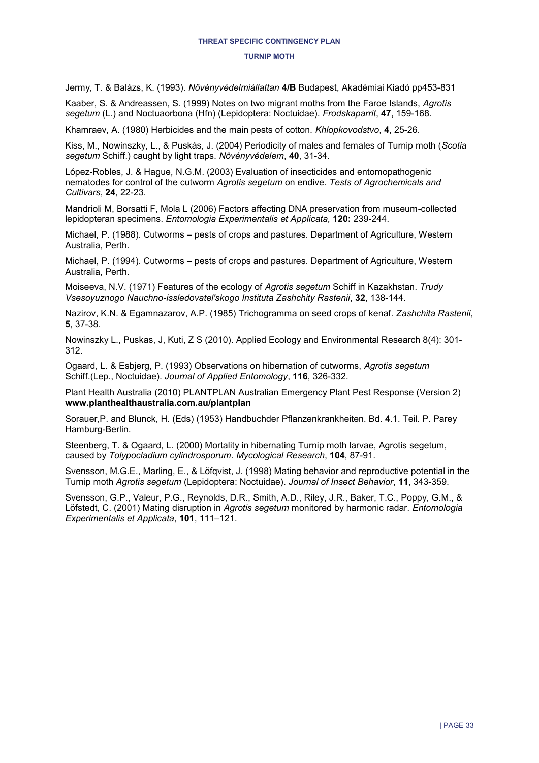Jermy, T. & Balázs, K. (1993). *Növényvédelmiállattan* **4/B** Budapest, Akadémiai Kiadó pp453-831

Kaaber, S. & Andreassen, S. (1999) Notes on two migrant moths from the Faroe Islands, *Agrotis segetum* (L.) and Noctuaorbona (Hfn) (Lepidoptera: Noctuidae). *Frodskaparrit*, **47**, 159-168.

Khamraev, A. (1980) Herbicides and the main pests of cotton. *Khlopkovodstvo*, **4**, 25-26.

Kiss, M., Nowinszky, L., & Puskás, J. (2004) Periodicity of males and females of Turnip moth (*Scotia segetum* Schiff.) caught by light traps. *Növényvédelem*, **40**, 31-34.

López-Robles, J. & Hague, N.G.M. (2003) Evaluation of insecticides and entomopathogenic nematodes for control of the cutworm *Agrotis segetum* on endive. *Tests of Agrochemicals and Cultivars*, **24**, 22-23.

Mandrioli M, Borsatti F, Mola L (2006) Factors affecting DNA preservation from museum-collected lepidopteran specimens. *Entomologia Experimentalis et Applicata,* **120:** 239-244.

Michael, P. (1988). Cutworms – pests of crops and pastures. Department of Agriculture, Western Australia, Perth.

Michael, P. (1994). Cutworms – pests of crops and pastures. Department of Agriculture, Western Australia, Perth.

Moiseeva, N.V. (1971) Features of the ecology of *Agrotis segetum* Schiff in Kazakhstan. *Trudy Vsesoyuznogo Nauchno-issledovatel'skogo Instituta Zashchity Rastenii*, **32**, 138-144.

Nazirov, K.N. & Egamnazarov, A.P. (1985) Trichogramma on seed crops of kenaf. *Zashchita Rastenii*, **5**, 37-38.

Nowinszky L., Puskas, J, Kuti, Z S (2010). Applied Ecology and Environmental Research 8(4): 301-312.

Ogaard, L. & Esbjerg, P. (1993) Observations on hibernation of cutworms, *Agrotis segetum* Schiff.(Lep., Noctuidae). *Journal of Applied Entomology*, **116**, 326-332.

Plant Health Australia (2010) PLANTPLAN Australian Emergency Plant Pest Response (Version 2) **www.planthealthaustralia.com.au/plantplan**

Sorauer,P. and Blunck, H. (Eds) (1953) Handbuchder Pflanzenkrankheiten. Bd. **4**.1. Teil. P. Parey Hamburg-Berlin.

Steenberg, T. & Ogaard, L. (2000) Mortality in hibernating Turnip moth larvae, Agrotis segetum, caused by *Tolypocladium cylindrosporum*. *Mycological Research*, **104**, 87-91.

Svensson, M.G.E., Marling, E., & Löfqvist, J. (1998) Mating behavior and reproductive potential in the Turnip moth *Agrotis segetum* (Lepidoptera: Noctuidae). *Journal of Insect Behavior*, **11**, 343-359.

Svensson, G.P., Valeur, P.G., Reynolds, D.R., Smith, A.D., Riley, J.R., Baker, T.C., Poppy, G.M., & Löfstedt, C. (2001) Mating disruption in *Agrotis segetum* monitored by harmonic radar. *Entomologia Experimentalis et Applicata*, **101**, 111–121.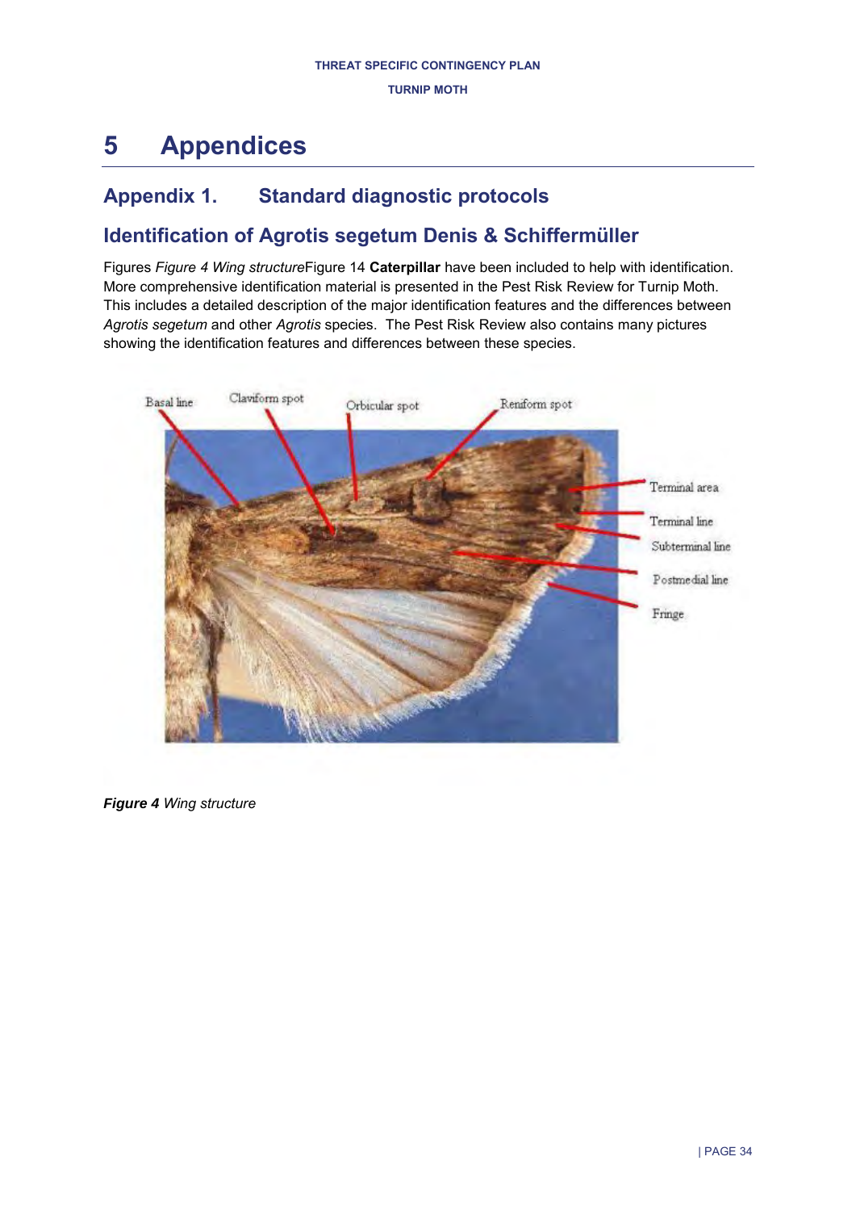# 5 Appendices

## Appendix 1. Standard diagnostic protocols

## Identification of Agrotis segetum Denis & Schiffermüller

Figures *Figure 4 Wing structure*Figure 14 **Caterpillar** have been included to help with identification. More comprehensive identification material is presented in the Pest Risk Review for Turnip Moth. This includes a detailed description of the major identification features and the differences between *Agrotis segetum* and other *Agrotis* species. The Pest Risk Review also contains many pictures showing the identification features and differences between these species.

Basal line
Claviform spot
Orbicular spot
Reniform spot
Terminal area
Terminal line
Subterminal line
Postmedial line
Fringe

***Figure 4*** *Wing structure*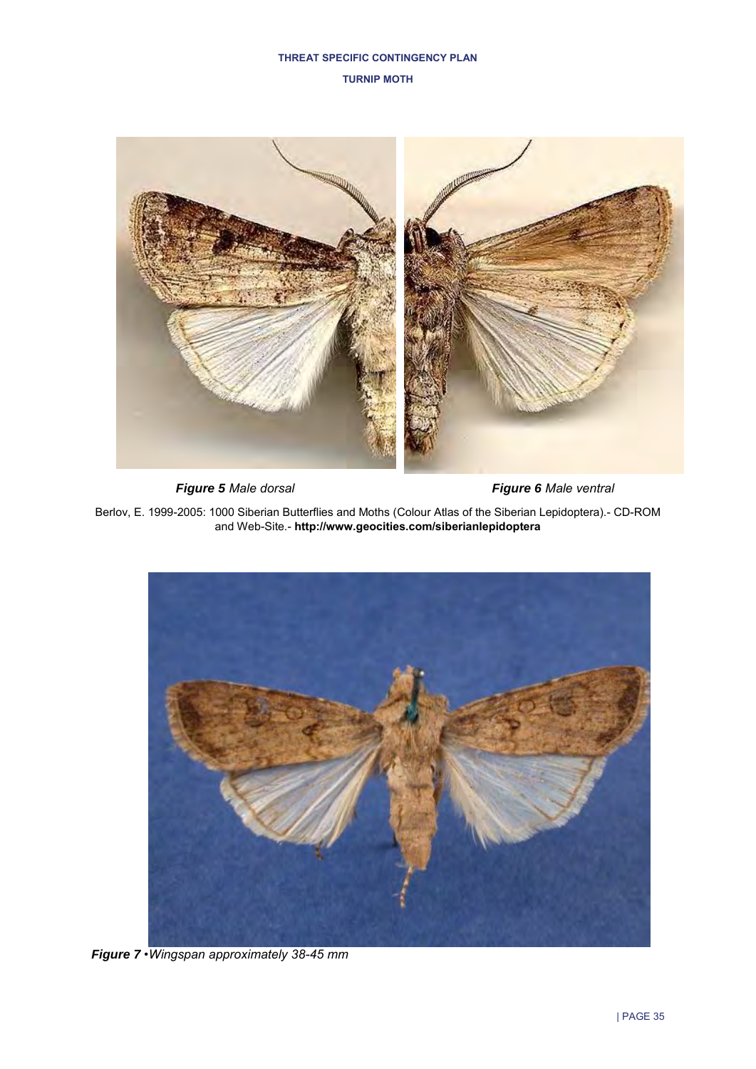***Figure 5*** *Male dorsal*

***Figure 6*** *Male ventral*

Berlov, E. 1999-2005: 1000 Siberian Butterflies and Moths (Colour Atlas of the Siberian Lepidoptera).- CD-ROM and Web-Site.- **http://www.geocities.com/siberianlepidoptera**

***Figure 7*** *•Wingspan approximately 38-45 mm*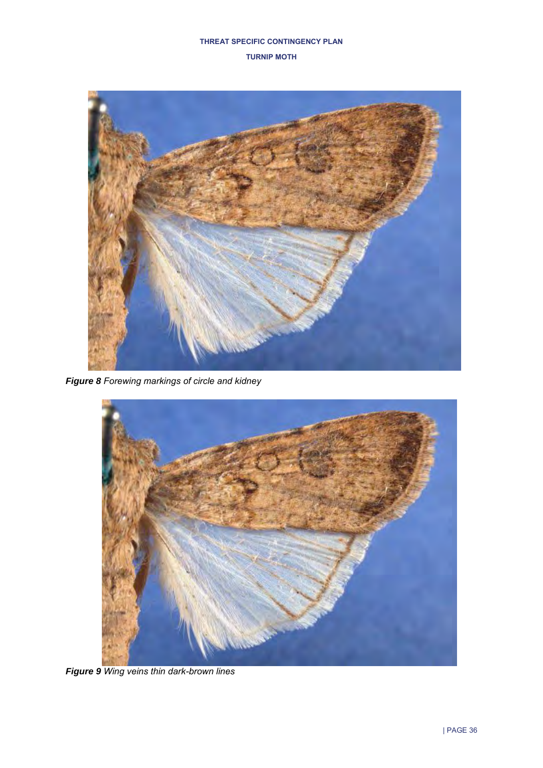***Figure 8** Forewing markings of circle and kidney*

***Figure 9** Wing veins thin dark-brown lines*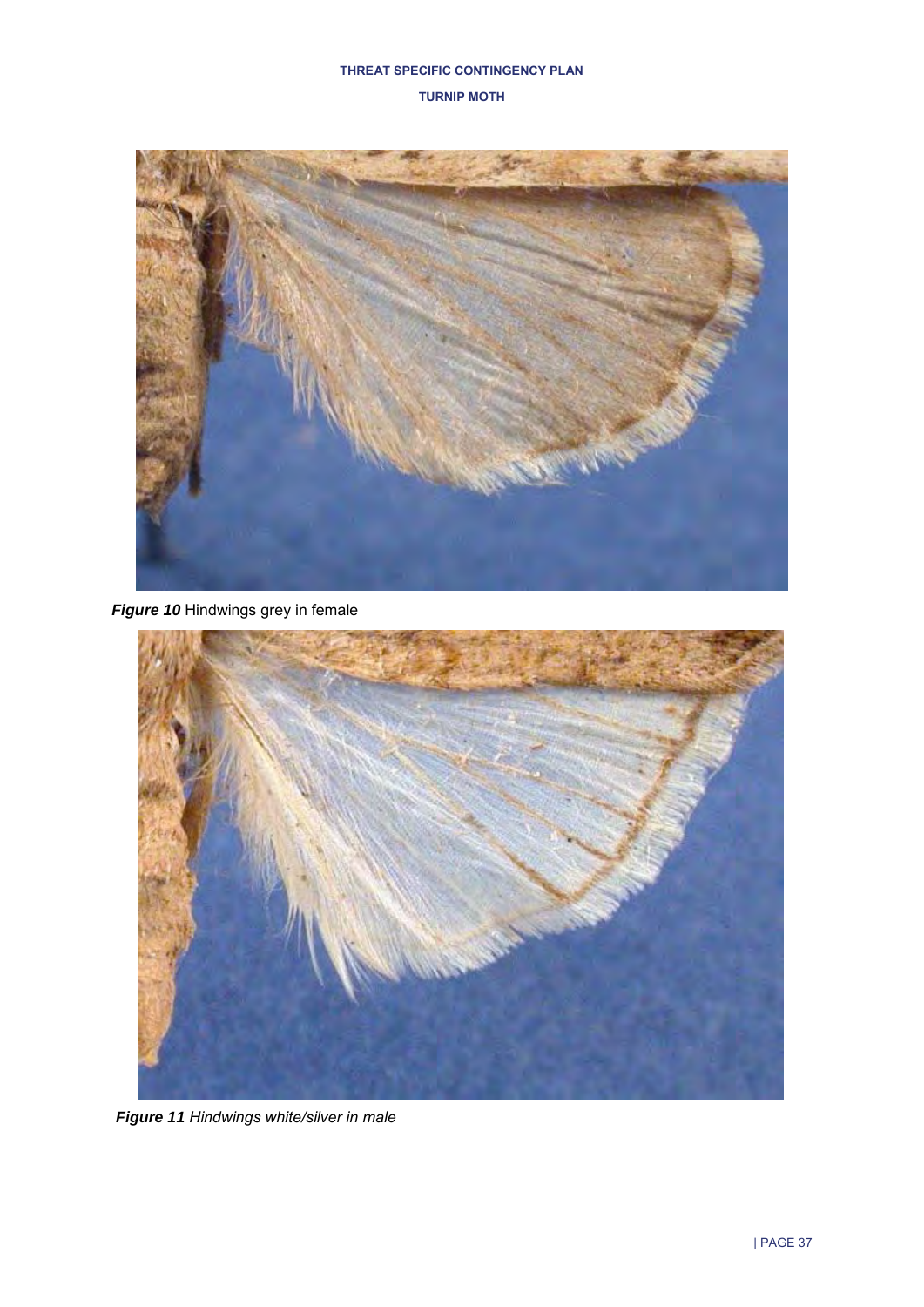***Figure 10*** Hindwings grey in female

***Figure 11*** *Hindwings white/silver in male*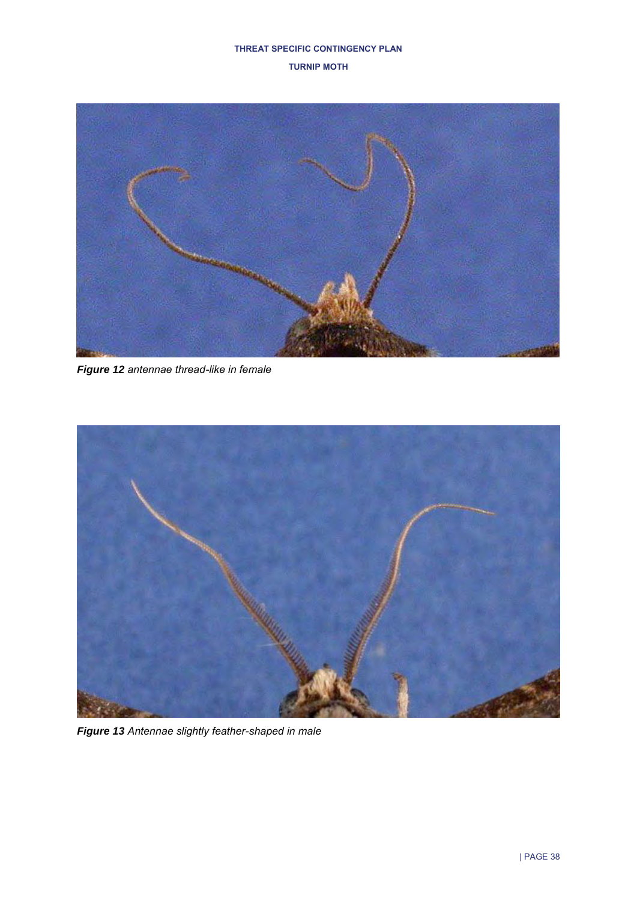***Figure 12** antennae thread-like in female*

***Figure 13** Antennae slightly feather-shaped in male*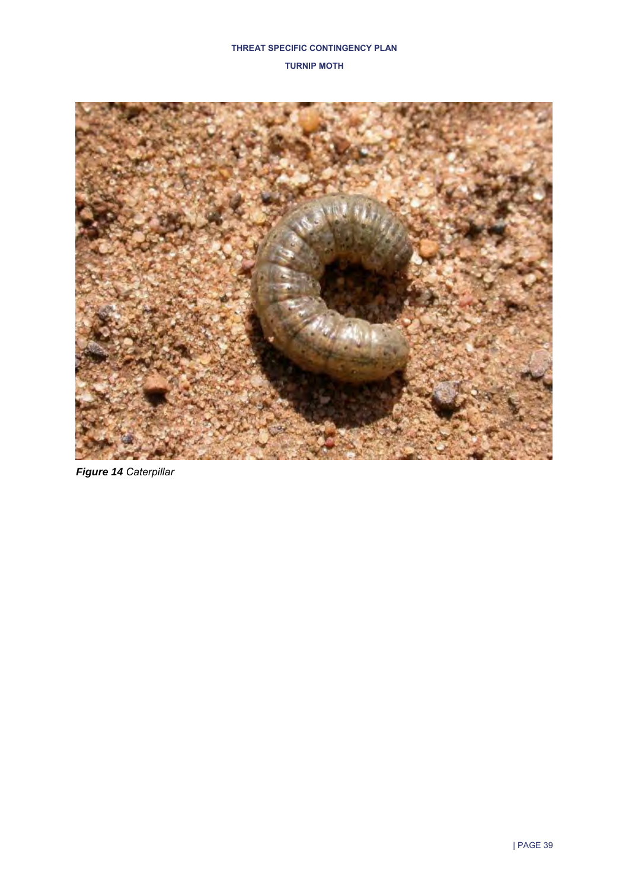*Figure 14* Caterpillar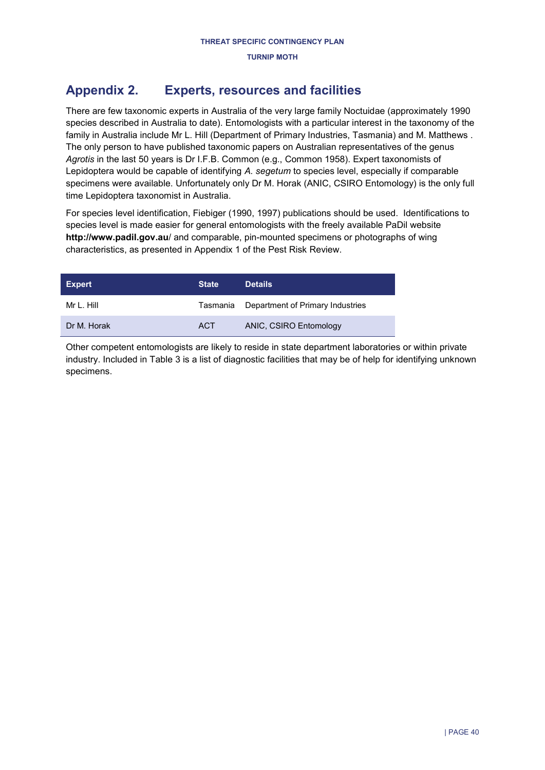## Appendix 2. Experts, resources and facilities

There are few taxonomic experts in Australia of the very large family Noctuidae (approximately 1990 species described in Australia to date). Entomologists with a particular interest in the taxonomy of the family in Australia include Mr L. Hill (Department of Primary Industries, Tasmania) and M. Matthews . The only person to have published taxonomic papers on Australian representatives of the genus *Agrotis* in the last 50 years is Dr I.F.B. Common (e.g., Common 1958). Expert taxonomists of Lepidoptera would be capable of identifying *A. segetum* to species level, especially if comparable specimens were available. Unfortunately only Dr M. Horak (ANIC, CSIRO Entomology) is the only full time Lepidoptera taxonomist in Australia.

For species level identification, Fiebiger (1990, 1997) publications should be used. Identifications to species level is made easier for general entomologists with the freely available PaDil website **http://www.padil.gov.au**/ and comparable, pin-mounted specimens or photographs of wing characteristics, as presented in Appendix 1 of the Pest Risk Review.

| Expert | State | Details |
|---|---|---|
| Mr L. Hill | Tasmania | Department of Primary Industries |
| Dr M. Horak | ACT | ANIC, CSIRO Entomology |

Other competent entomologists are likely to reside in state department laboratories or within private industry. Included in Table 3 is a list of diagnostic facilities that may be of help for identifying unknown specimens.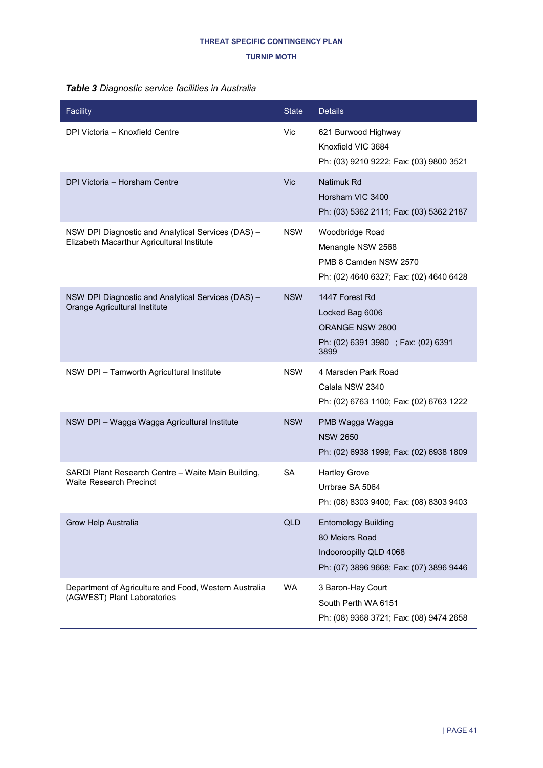***Table 3*** *Diagnostic service facilities in Australia*

| Facility | State | Details |
|---|---|---|
| DPI Victoria – Knoxfield Centre | Vic | 621 Burwood Highway<br>Knoxfield VIC 3684<br>Ph: (03) 9210 9222; Fax: (03) 9800 3521 |
| DPI Victoria – Horsham Centre | Vic | Natimuk Rd<br>Horsham VIC 3400<br>Ph: (03) 5362 2111; Fax: (03) 5362 2187 |
| NSW DPI Diagnostic and Analytical Services (DAS) – Elizabeth Macarthur Agricultural Institute | NSW | Woodbridge Road<br>Menangle NSW 2568<br>PMB 8 Camden NSW 2570<br>Ph: (02) 4640 6327; Fax: (02) 4640 6428 |
| NSW DPI Diagnostic and Analytical Services (DAS) – Orange Agricultural Institute | NSW | 1447 Forest Rd<br>Locked Bag 6006<br>ORANGE NSW 2800<br>Ph: (02) 6391 3980 ; Fax: (02) 6391 3899 |
| NSW DPI – Tamworth Agricultural Institute | NSW | 4 Marsden Park Road<br>Calala NSW 2340<br>Ph: (02) 6763 1100; Fax: (02) 6763 1222 |
| NSW DPI – Wagga Wagga Agricultural Institute | NSW | PMB Wagga Wagga<br>NSW 2650<br>Ph: (02) 6938 1999; Fax: (02) 6938 1809 |
| SARDI Plant Research Centre – Waite Main Building, Waite Research Precinct | SA | Hartley Grove<br>Urrbrae SA 5064<br>Ph: (08) 8303 9400; Fax: (08) 8303 9403 |
| Grow Help Australia | QLD | Entomology Building<br>80 Meiers Road<br>Indooroopilly QLD 4068<br>Ph: (07) 3896 9668; Fax: (07) 3896 9446 |
| Department of Agriculture and Food, Western Australia (AGWEST) Plant Laboratories | WA | 3 Baron-Hay Court<br>South Perth WA 6151<br>Ph: (08) 9368 3721; Fax: (08) 9474 2658 |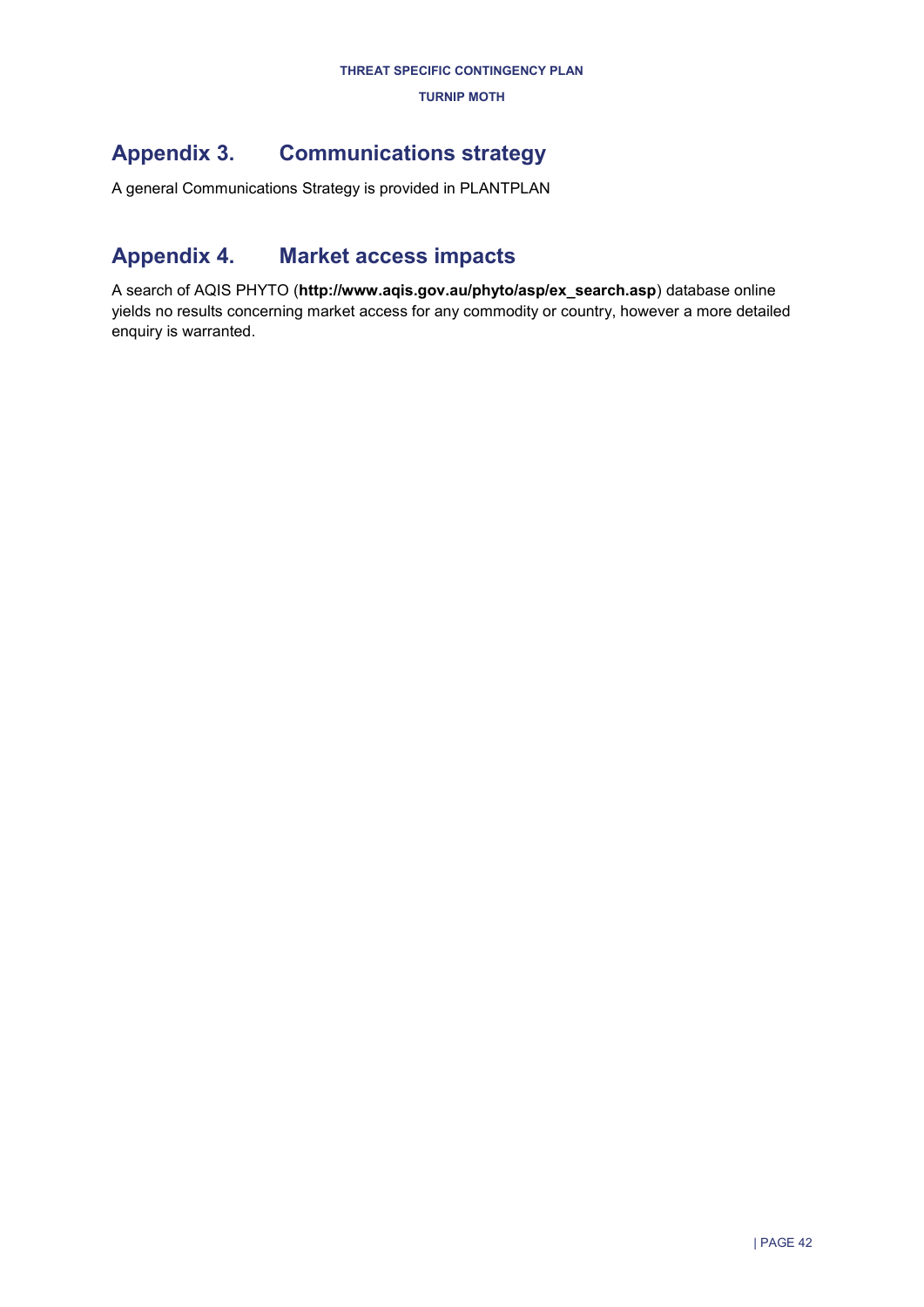## Appendix 3. Communications strategy

A general Communications Strategy is provided in PLANTPLAN

## Appendix 4. Market access impacts

A search of AQIS PHYTO (**http://www.aqis.gov.au/phyto/asp/ex_search.asp**) database online yields no results concerning market access for any commodity or country, however a more detailed enquiry is warranted.